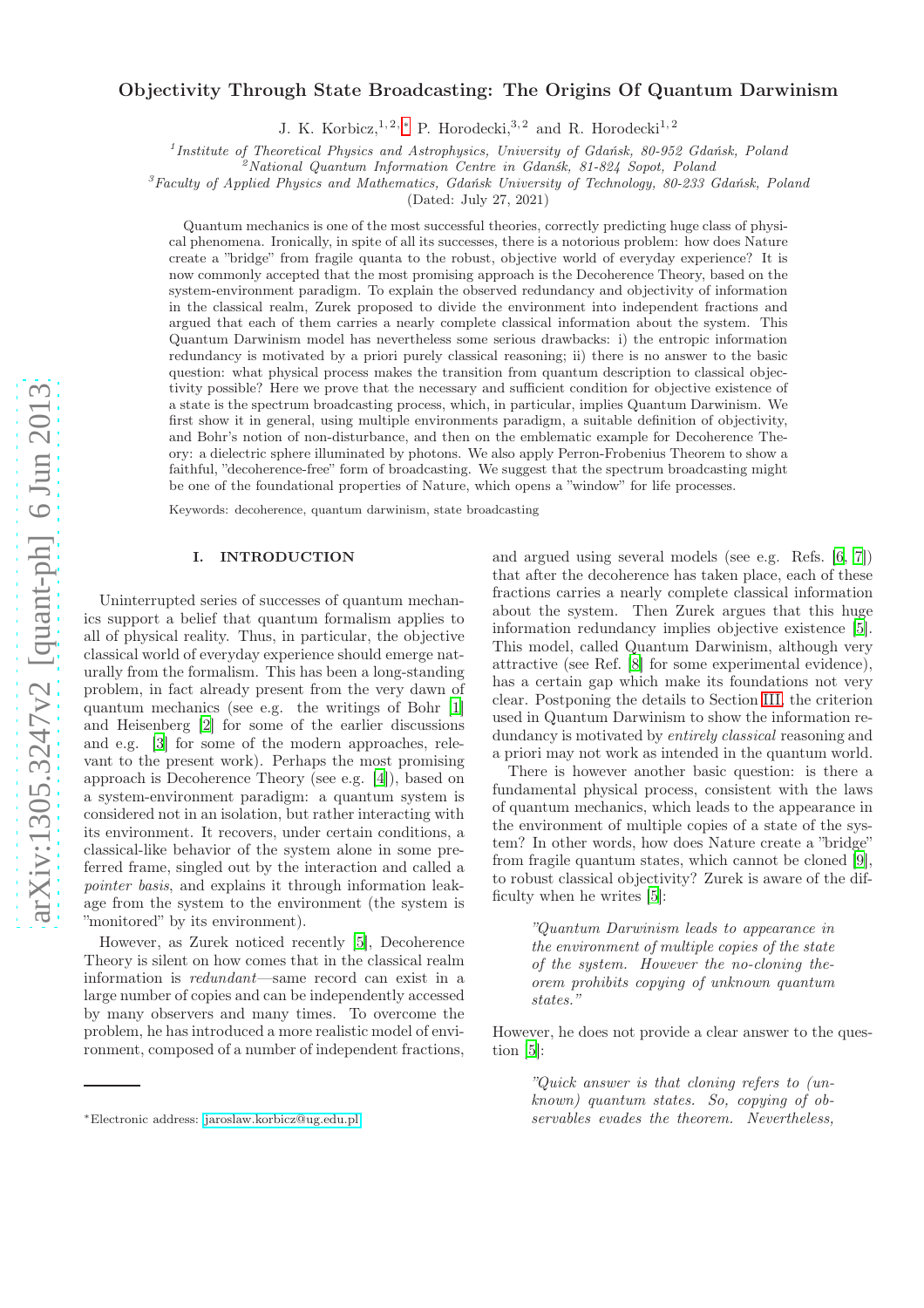# Objectivity Through State Broadcasting: The Origins Of Quantum Darwinism

J. K. Korbicz,[1,2,*] P. Horodecki,[3,2] and R. Horodecki[1,2]

[1] *Institute of Theoretical Physics and Astrophysics, University of Gdańsk, 80-952 Gdańsk, Poland*
[2] *National Quantum Information Centre in Gdańśk, 81-824 Sopot, Poland*
[3] *Faculty of Applied Physics and Mathematics, Gdańsk University of Technology, 80-233 Gdańsk, Poland*

(Dated: July 27, 2021)

Quantum mechanics is one of the most successful theories, correctly predicting huge class of physical phenomena. Ironically, in spite of all its successes, there is a notorious problem: how does Nature create a "bridge" from fragile quanta to the robust, objective world of everyday experience? It is now commonly accepted that the most promising approach is the Decoherence Theory, based on the system-environment paradigm. To explain the observed redundancy and objectivity of information in the classical realm, Zurek proposed to divide the environment into independent fractions and argued that each of them carries a nearly complete classical information about the system. This Quantum Darwinism model has nevertheless some serious drawbacks: i) the entropic information redundancy is motivated by a priori purely classical reasoning; ii) there is no answer to the basic question: what physical process makes the transition from quantum description to classical objectivity possible? Here we prove that the necessary and sufficient condition for objective existence of a state is the spectrum broadcasting process, which, in particular, implies Quantum Darwinism. We first show it in general, using multiple environments paradigm, a suitable definition of objectivity, and Bohr's notion of non-disturbance, and then on the emblematic example for Decoherence Theory: a dielectric sphere illuminated by photons. We also apply Perron-Frobenius Theorem to show a faithful, "decoherence-free" form of broadcasting. We suggest that the spectrum broadcasting might be one of the foundational properties of Nature, which opens a "window" for life processes.

Keywords: decoherence, quantum darwinism, state broadcasting

## I. INTRODUCTION

Uninterrupted series of successes of quantum mechanics support a belief that quantum formalism applies to all of physical reality. Thus, in particular, the objective classical world of everyday experience should emerge naturally from the formalism. This has been a long-standing problem, in fact already present from the very dawn of quantum mechanics (see e.g. the writings of Bohr [1] and Heisenberg [2] for some of the earlier discussions and e.g. [3] for some of the modern approaches, relevant to the present work). Perhaps the most promising approach is Decoherence Theory (see e.g. [4]), based on a system-environment paradigm: a quantum system is considered not in an isolation, but rather interacting with its environment. It recovers, under certain conditions, a classical-like behavior of the system alone in some preferred frame, singled out by the interaction and called a *pointer basis*, and explains it through information leakage from the system to the environment (the system is "monitored" by its environment).

However, as Zurek noticed recently [5], Decoherence Theory is silent on how comes that in the classical realm information is *redundant*—same record can exist in a large number of copies and can be independently accessed by many observers and many times. To overcome the problem, he has introduced a more realistic model of environment, composed of a number of independent fractions, and argued using several models (see e.g. Refs. [6, 7]) that after the decoherence has taken place, each of these fractions carries a nearly complete classical information about the system. Then Zurek argues that this huge information redundancy implies objective existence [5]. This model, called Quantum Darwinism, although very attractive (see Ref. [8] for some experimental evidence), has a certain gap which make its foundations not very clear. Postponing the details to Section III, the criterion used in Quantum Darwinism to show the information redundancy is motivated by *entirely classical* reasoning and a priori may not work as intended in the quantum world.

There is however another basic question: is there a fundamental physical process, consistent with the laws of quantum mechanics, which leads to the appearance in the environment of multiple copies of a state of the system? In other words, how does Nature create a "bridge" from fragile quantum states, which cannot be cloned [9], to robust classical objectivity? Zurek is aware of the difficulty when he writes [5]:

> *"Quantum Darwinism leads to appearance in the environment of multiple copies of the state of the system. However the no-cloning theorem prohibits copying of unknown quantum states."*

However, he does not provide a clear answer to the question [5]:

> *"Quick answer is that cloning refers to (unknown) quantum states. So, copying of observables evades the theorem. Nevertheless,*

---

*Electronic address: jaroslaw.korbicz@ug.edu.pl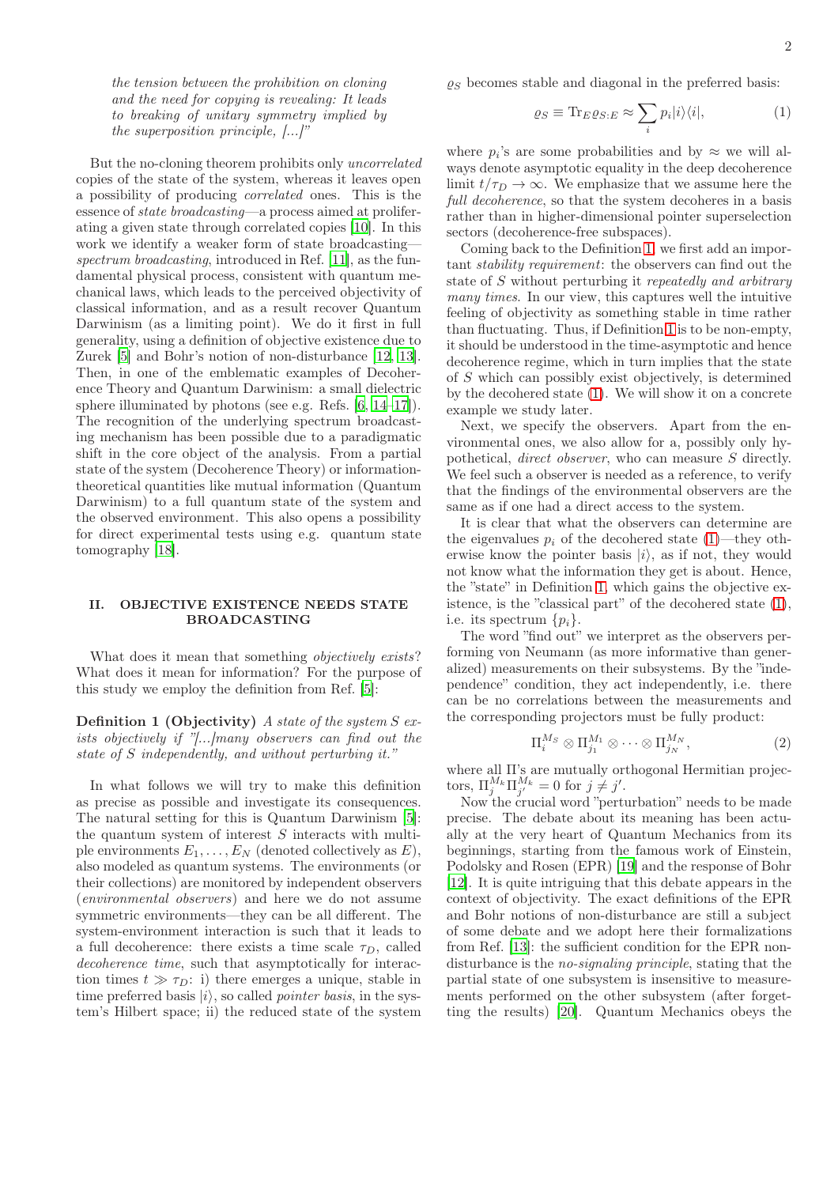*the tension between the prohibition on cloning and the need for copying is revealing: It leads to breaking of unitary symmetry implied by the superposition principle, [...]"*

But the no-cloning theorem prohibits only *uncorrelated* copies of the state of the system, whereas it leaves open a possibility of producing *correlated* ones. This is the essence of *state broadcasting*—a process aimed at proliferating a given state through correlated copies [10]. In this work we identify a weaker form of state broadcasting—*spectrum broadcasting*, introduced in Ref. [11], as the fundamental physical process, consistent with quantum mechanical laws, which leads to the perceived objectivity of classical information, and as a result recover Quantum Darwinism (as a limiting point). We do it first in full generality, using a definition of objective existence due to Zurek [5] and Bohr's notion of non-disturbance [12, 13]. Then, in one of the emblematic examples of Decoherence Theory and Quantum Darwinism: a small dielectric sphere illuminated by photons (see e.g. Refs. [6, 14–17]). The recognition of the underlying spectrum broadcasting mechanism has been possible due to a paradigmatic shift in the core object of the analysis. From a partial state of the system (Decoherence Theory) or information-theoretical quantities like mutual information (Quantum Darwinism) to a full quantum state of the system and the observed environment. This also opens a possibility for direct experimental tests using e.g. quantum state tomography [18].

## II. OBJECTIVE EXISTENCE NEEDS STATE BROADCASTING

What does it mean that something *objectively exists*? What does it mean for information? For the purpose of this study we employ the definition from Ref. [5]:

**Definition 1 (Objectivity)** *A state of the system $S$ exists objectively if "[...]many observers can find out the state of $S$ independently, and without perturbing it."*

In what follows we will try to make this definition as precise as possible and investigate its consequences. The natural setting for this is Quantum Darwinism [5]: the quantum system of interest $S$ interacts with multiple environments $E_1, \dots, E_N$ (denoted collectively as $E$), also modeled as quantum systems. The environments (or their collections) are monitored by independent observers (*environmental observers*) and here we do not assume symmetric environments—they can be all different. The system-environment interaction is such that it leads to a full decoherence: there exists a time scale $\tau_D$, called *decoherence time*, such that asymptotically for interaction times $t \gg \tau_D$: i) there emerges a unique, stable in time preferred basis $|i\rangle$, so called *pointer basis*, in the system's Hilbert space; ii) the reduced state of the system $\varrho_S$ becomes stable and diagonal in the preferred basis:

$$\varrho_S \equiv \mathrm{Tr}_E \varrho_{S:E} \approx \sum_i p_i |i\rangle\langle i|, \tag{1}$$

where $p_i$'s are some probabilities and by $\approx$ we will always denote asymptotic equality in the deep decoherence limit $t/\tau_D \to \infty$. We emphasize that we assume here the *full decoherence*, so that the system decoheres in a basis rather than in higher-dimensional pointer superselection sectors (decoherence-free subspaces).

Coming back to the Definition 1, we first add an important *stability requirement*: the observers can find out the state of $S$ without perturbing it *repeatedly and arbitrary many times*. In our view, this captures well the intuitive feeling of objectivity as something stable in time rather than fluctuating. Thus, if Definition 1 is to be non-empty, it should be understood in the time-asymptotic and hence decoherence regime, which in turn implies that the state of $S$ which can possibly exist objectively, is determined by the decohered state (1). We will show it on a concrete example we study later.

Next, we specify the observers. Apart from the environmental ones, we also allow for a, possibly only hypothetical, *direct observer*, who can measure $S$ directly. We feel such a observer is needed as a reference, to verify that the findings of the environmental observers are the same as if one had a direct access to the system.

It is clear that what the observers can determine are the eigenvalues $p_i$ of the decohered state (1)—they otherwise know the pointer basis $|i\rangle$, as if not, they would not know what the information they get is about. Hence, the "state" in Definition 1, which gains the objective existence, is the "classical part" of the decohered state (1), i.e. its spectrum $\{p_i\}$.

The word "find out" we interpret as the observers performing von Neumann (as more informative than generalized) measurements on their subsystems. By the "independence" condition, they act independently, i.e. there can be no correlations between the measurements and the corresponding projectors must be fully product:

$$\Pi_i^{M_S} \otimes \Pi_{j_1}^{M_1} \otimes \cdots \otimes \Pi_{j_N}^{M_N}, \tag{2}$$

where all $\Pi$'s are mutually orthogonal Hermitian projectors, $\Pi_j^{M_k} \Pi_{j'}^{M_k} = 0$ for $j \neq j'$.

Now the crucial word "perturbation" needs to be made precise. The debate about its meaning has been actually at the very heart of Quantum Mechanics from its beginnings, starting from the famous work of Einstein, Podolsky and Rosen (EPR) [19] and the response of Bohr [12]. It is quite intriguing that this debate appears in the context of objectivity. The exact definitions of the EPR and Bohr notions of non-disturbance are still a subject of some debate and we adopt here their formalizations from Ref. [13]: the sufficient condition for the EPR non-disturbance is the *no-signaling principle*, stating that the partial state of one subsystem is insensitive to measurements performed on the other subsystem (after forgetting the results) [20]. Quantum Mechanics obeys the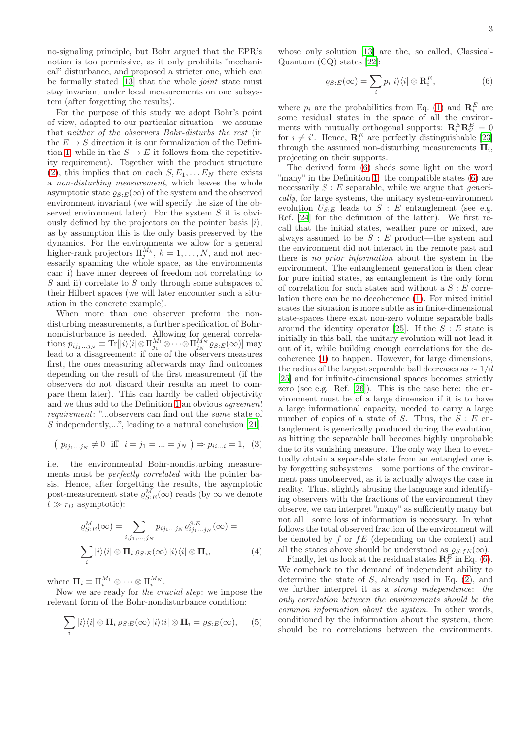no-signaling principle, but Bohr argued that the EPR's notion is too permissive, as it only prohibits "mechanical" disturbance, and proposed a stricter one, which can be formally stated [13] that the whole *joint* state must stay invariant under local measurements on one subsystem (after forgetting the results).

For the purpose of this study we adopt Bohr's point of view, adapted to our particular situation—we assume that *neither of the observers Bohr-disturbs the rest* (in the $E \to S$ direction it is our formalization of the Definition 1, while in the $S \to E$ it follows from the repetitivity requirement). Together with the product structure (2), this implies that on each $S, E_1, \dots E_N$ there exists a *non-disturbing measurement*, which leaves the whole asymptotic state $\varrho_{S:E}(\infty)$ of the system and the observed environment invariant (we will specify the size of the observed environment later). For the system $S$ it is obviously defined by the projectors on the pointer basis $|i\rangle$, as by assumption this is the only basis preserved by the dynamics. For the environments we allow for a general higher-rank projectors $\Pi_j^{M_k}$, $k = 1, \dots, N$, and not necessarily spanning the whole space, as the environments can: i) have inner degrees of freedom not correlating to $S$ and ii) correlate to $S$ only through some subspaces of their Hilbert spaces (we will later encounter such a situation in the concrete example).

When more than one observer preform the non-disturbing measurements, a further specification of Bohr-nondisturbance is needed. Allowing for general correlations $p_{ij_1\dots j_N} \equiv \mathrm{Tr}[|i\rangle\langle i| \otimes \Pi_{j_1}^{M_1} \otimes \dots \otimes \Pi_{j_N}^{M_N} \varrho_{S:E}(\infty)]$ may lead to a disagreement: if one of the observers measures first, the ones measuring afterwards may find outcomes depending on the result of the first measurement (if the observers do not discard their results an meet to compare them later). This can hardly be called objectivity and we thus add to the Definition 1 an obvious *agreement requirement*: "...observers can find out the *same* state of $S$ independently,...", leading to a natural conclusion [21]:

$$\left( p_{ij_1\dots j_N} \neq 0 \ \text{ iff } \ i = j_1 = \dots = j_N \right) \Rightarrow p_{ii\dots i} = 1, \quad (3)$$

i.e. the environmental Bohr-nondisturbing measurements must be *perfectly correlated* with the pointer basis. Hence, after forgetting the results, the asymptotic post-measurement state $\varrho^M_{S:E}(\infty)$ reads (by $\infty$ we denote $t \gg \tau_D$ asymptotic):

$$\varrho^M_{S:E}(\infty) = \sum_{i,j_1,\dots,j_N} p_{ij_1\dots j_N}\, \varrho^{S:E}_{ij_1\dots j_N}(\infty) = \sum_i |i\rangle\langle i| \otimes \mathbf{\Pi}_i\, \varrho_{S:E}(\infty)\, |i\rangle\langle i| \otimes \mathbf{\Pi}_i, \quad (4)$$

where $\mathbf{\Pi}_i \equiv \Pi_i^{M_1} \otimes \dots \otimes \Pi_i^{M_N}$.

Now we are ready for *the crucial step*: we impose the relevant form of the Bohr-nondisturbance condition:

$$\sum_i |i\rangle\langle i| \otimes \mathbf{\Pi}_i\, \varrho_{S:E}(\infty)\, |i\rangle\langle i| \otimes \mathbf{\Pi}_i = \varrho_{S:E}(\infty), \quad (5)$$

whose only solution [13] are the, so called, Classical-Quantum (CQ) states [22]:

$$\varrho_{S:E}(\infty) = \sum_i p_i |i\rangle\langle i| \otimes \mathbf{R}_i^E, \quad (6)$$

where $p_i$ are the probabilities from Eq. (1) and $\mathbf{R}_i^E$ are some residual states in the space of all the environments with mutually orthogonal supports: $\mathbf{R}_i^E \mathbf{R}_{i'}^E = 0$ for $i \neq i'$. Hence, $\mathbf{R}_i^E$ are perfectly distinguishable [23] through the assumed non-disturbing measurements $\mathbf{\Pi}_i$, projecting on their supports.

The derived form (6) sheds some light on the word "many" in the Definition 1: the compatible states (6) are necessarily $S : E$ separable, while we argue that *generically*, for large systems, the unitary system-environment evolution $U_{S:E}$ leads to $S : E$ entanglement (see e.g. Ref. [24] for the definition of the latter). We first recall that the initial states, weather pure or mixed, are always assumed to be $S : E$ product—the system and the environment did not interact in the remote past and there is *no prior information* about the system in the environment. The entanglement generation is then clear for pure initial states, as entanglement is the only form of correlation for such states and without a $S : E$ correlation there can be no decoherence (1). For mixed initial states the situation is more subtle as in finite-dimensional state-spaces there exist non-zero volume separable balls around the identity operator [25]. If the $S : E$ state is initially in this ball, the unitary evolution will not lead it out of it, while building enough correlations for the decoherence (1) to happen. However, for large dimensions, the radius of the largest separable ball decreases as $\sim 1/d$ [25] and for infinite-dimensional spaces becomes strictly zero (see e.g. Ref. [26]). This is the case here: the environment must be of a large dimension if it is to have a large informational capacity, needed to carry a large number of copies of a state of $S$. Thus, the $S : E$ entanglement is generically produced during the evolution, as hitting the separable ball becomes highly unprobable due to its vanishing measure. The only way then to eventually obtain a separable state from an entangled one is by forgetting subsystems—some portions of the environment pass unobserved, as it is actually always the case in reality. Thus, slightly abusing the language and identifying observers with the fractions of the environment they observe, we can interpret "many" as sufficiently many but not all—some loss of information is necessary. In what follows the total observed fraction of the environment will be denoted by $f$ or $fE$ (depending on the context) and all the states above should be understood as $\varrho_{S:fE}(\infty)$.

Finally, let us look at the residual states $\mathbf{R}_i^E$ in Eq. (6). We comeback to the demand of independent ability to determine the state of $S$, already used in Eq. (2), and we further interpret it as a *strong independence*: *the only correlation between the environments should be the common information about the system*. In other words, conditioned by the information about the system, there should be no correlations between the environments.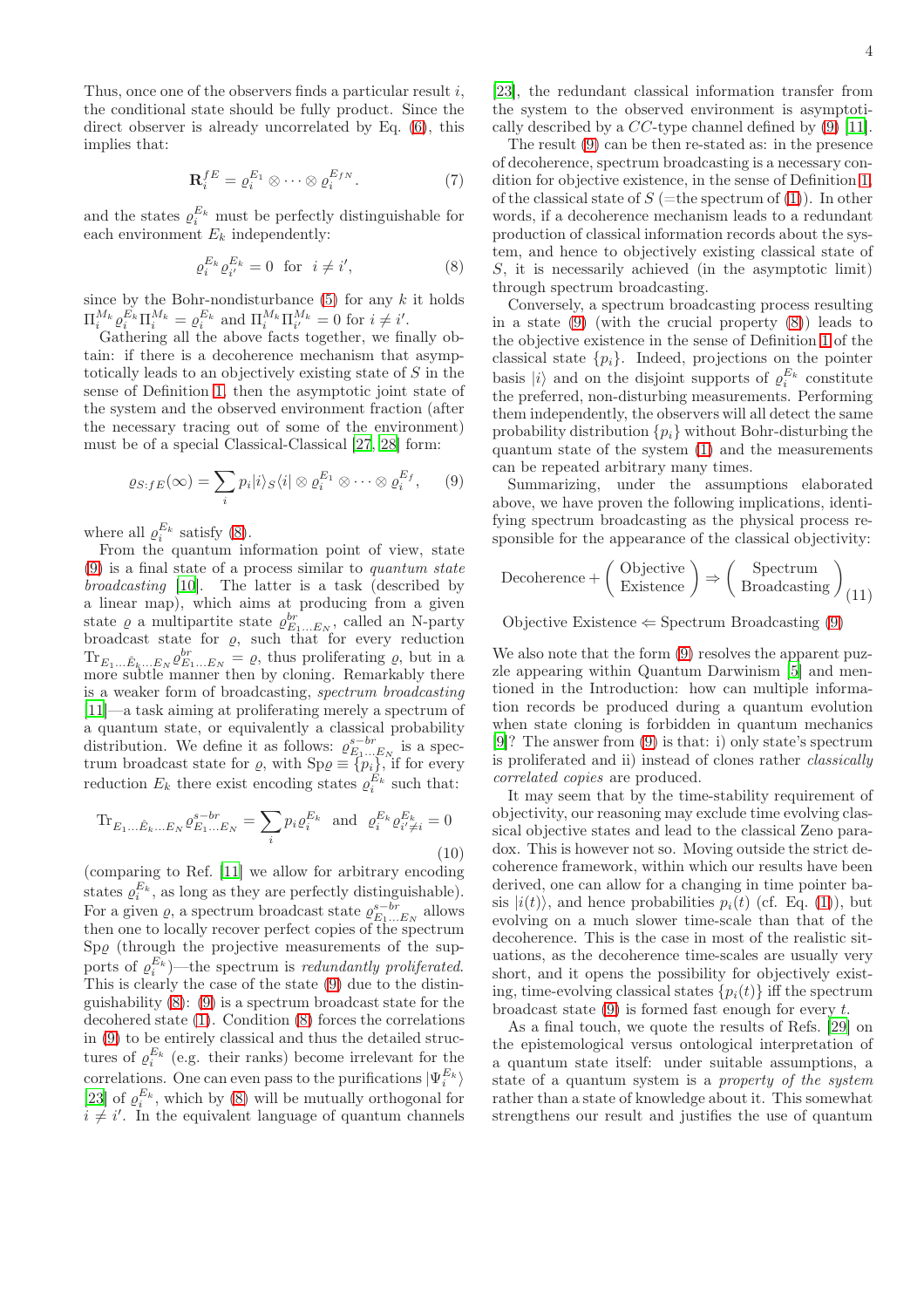Thus, once one of the observers finds a particular result $i$, the conditional state should be fully product. Since the direct observer is already uncorrelated by Eq. (6), this implies that:

$$\mathbf{R}_i^{fE} = \varrho_i^{E_1} \otimes \cdots \otimes \varrho_i^{E_{fN}}. \tag{7}$$

and the states $\varrho_i^{E_k}$ must be perfectly distinguishable for each environment $E_k$ independently:

$$\varrho_i^{E_k} \varrho_{i'}^{E_k} = 0 \ \text{ for } \ i \neq i', \tag{8}$$

since by the Bohr-nondisturbance (5) for any $k$ it holds $\Pi_i^{M_k} \varrho_i^{E_k} \Pi_i^{M_k} = \varrho_i^{E_k}$ and $\Pi_i^{M_k} \Pi_{i'}^{M_k} = 0$ for $i \neq i'$.

Gathering all the above facts together, we finally obtain: if there is a decoherence mechanism that asymptotically leads to an objectively existing state of $S$ in the sense of Definition 1, then the asymptotic joint state of the system and the observed environment fraction (after the necessary tracing out of some of the environment) must be of a special Classical-Classical [27, 28] form:

$$\varrho_{S:fE}(\infty) = \sum_i p_i |i\rangle_S \langle i| \otimes \varrho_i^{E_1} \otimes \cdots \otimes \varrho_i^{E_f}, \tag{9}$$

where all $\varrho_i^{E_k}$ satisfy (8).

From the quantum information point of view, state (9) is a final state of a process similar to *quantum state broadcasting* [10]. The latter is a task (described by a linear map), which aims at producing from a given state $\varrho$ a multipartite state $\varrho_{E_1 \ldots E_N}^{br}$, called an N-party broadcast state for $\varrho$, such that for every reduction $\mathrm{Tr}_{E_1 \ldots \hat{E}_k \ldots E_N} \varrho_{E_1 \ldots E_N}^{br} = \varrho$, thus proliferating $\varrho$, but in a more subtle manner then by cloning. Remarkably there is a weaker form of broadcasting, *spectrum broadcasting* [11]—a task aiming at proliferating merely a spectrum of a quantum state, or equivalently a classical probability distribution. We define it as follows: $\varrho_{E_1 \ldots E_N}^{s-br}$ is a spectrum broadcast state for $\varrho$, with $\mathrm{Sp}\varrho \equiv \{p_i\}$, if for every reduction $E_k$ there exist encoding states $\varrho_i^{E_k}$ such that:

$$\mathrm{Tr}_{E_1 \ldots \hat{E}_k \ldots E_N} \varrho_{E_1 \ldots E_N}^{s-br} = \sum_i p_i \varrho_i^{E_k} \ \text{ and } \ \varrho_i^{E_k} \varrho_{i' \neq i}^{E_k} = 0 \tag{10}$$

(comparing to Ref. [11] we allow for arbitrary encoding states $\varrho_i^{E_k}$, as long as they are perfectly distinguishable). For a given $\varrho$, a spectrum broadcast state $\varrho_{E_1 \ldots E_N}^{s-br}$ allows then one to locally recover perfect copies of the spectrum $\mathrm{Sp}\varrho$ (through the projective measurements of the supports of $\varrho_i^{E_k}$)—the spectrum is *redundantly proliferated*. This is clearly the case of the state (9) due to the distinguishability (8): (9) is a spectrum broadcast state for the decohered state (1). Condition (8) forces the correlations in (9) to be entirely classical and thus the detailed structures of $\varrho_i^{E_k}$ (e.g. their ranks) become irrelevant for the correlations. One can even pass to the purifications $|\Psi_i^{E_k}\rangle$ [23] of $\varrho_i^{E_k}$, which by (8) will be mutually orthogonal for $i \neq i'$. In the equivalent language of quantum channels [23], the redundant classical information transfer from the system to the observed environment is asymptotically described by a $CC$-type channel defined by (9) [11].

The result (9) can be then re-stated as: in the presence of decoherence, spectrum broadcasting is a necessary condition for objective existence, in the sense of Definition 1, of the classical state of $S$ (=the spectrum of (1)). In other words, if a decoherence mechanism leads to a redundant production of classical information records about the system, and hence to objectively existing classical state of $S$, it is necessarily achieved (in the asymptotic limit) through spectrum broadcasting.

Conversely, a spectrum broadcasting process resulting in a state (9) (with the crucial property (8)) leads to the objective existence in the sense of Definition 1 of the classical state $\{p_i\}$. Indeed, projections on the pointer basis $|i\rangle$ and on the disjoint supports of $\varrho_i^{E_k}$ constitute the preferred, non-disturbing measurements. Performing them independently, the observers will all detect the same probability distribution $\{p_i\}$ without Bohr-disturbing the quantum state of the system (1) and the measurements can be repeated arbitrary many times.

Summarizing, under the assumptions elaborated above, we have proven the following implications, identifying spectrum broadcasting as the physical process responsible for the appearance of the classical objectivity:

$$\text{Decoherence} + \begin{pmatrix} \text{Objective} \\ \text{Existence} \end{pmatrix} \Rightarrow \begin{pmatrix} \text{Spectrum} \\ \text{Broadcasting} \end{pmatrix} \tag{11}$$

$$\text{Objective Existence} \Leftarrow \text{Spectrum Broadcasting (9)}$$

We also note that the form (9) resolves the apparent puzzle appearing within Quantum Darwinism [5] and mentioned in the Introduction: how can multiple information records be produced during a quantum evolution when state cloning is forbidden in quantum mechanics [9]? The answer from (9) is that: i) only state's spectrum is proliferated and ii) instead of clones rather *classically correlated copies* are produced.

It may seem that by the time-stability requirement of objectivity, our reasoning may exclude time evolving classical objective states and lead to the classical Zeno paradox. This is however not so. Moving outside the strict decoherence framework, within which our results have been derived, one can allow for a changing in time pointer basis $|i(t)\rangle$, and hence probabilities $p_i(t)$ (cf. Eq. (1)), but evolving on a much slower time-scale than that of the decoherence. This is the case in most of the realistic situations, as the decoherence time-scales are usually very short, and it opens the possibility for objectively existing, time-evolving classical states $\{p_i(t)\}$ iff the spectrum broadcast state (9) is formed fast enough for every $t$.

As a final touch, we quote the results of Refs. [29] on the epistemological versus ontological interpretation of a quantum state itself: under suitable assumptions, a state of a quantum system is a *property of the system* rather than a state of knowledge about it. This somewhat strengthens our result and justifies the use of quantum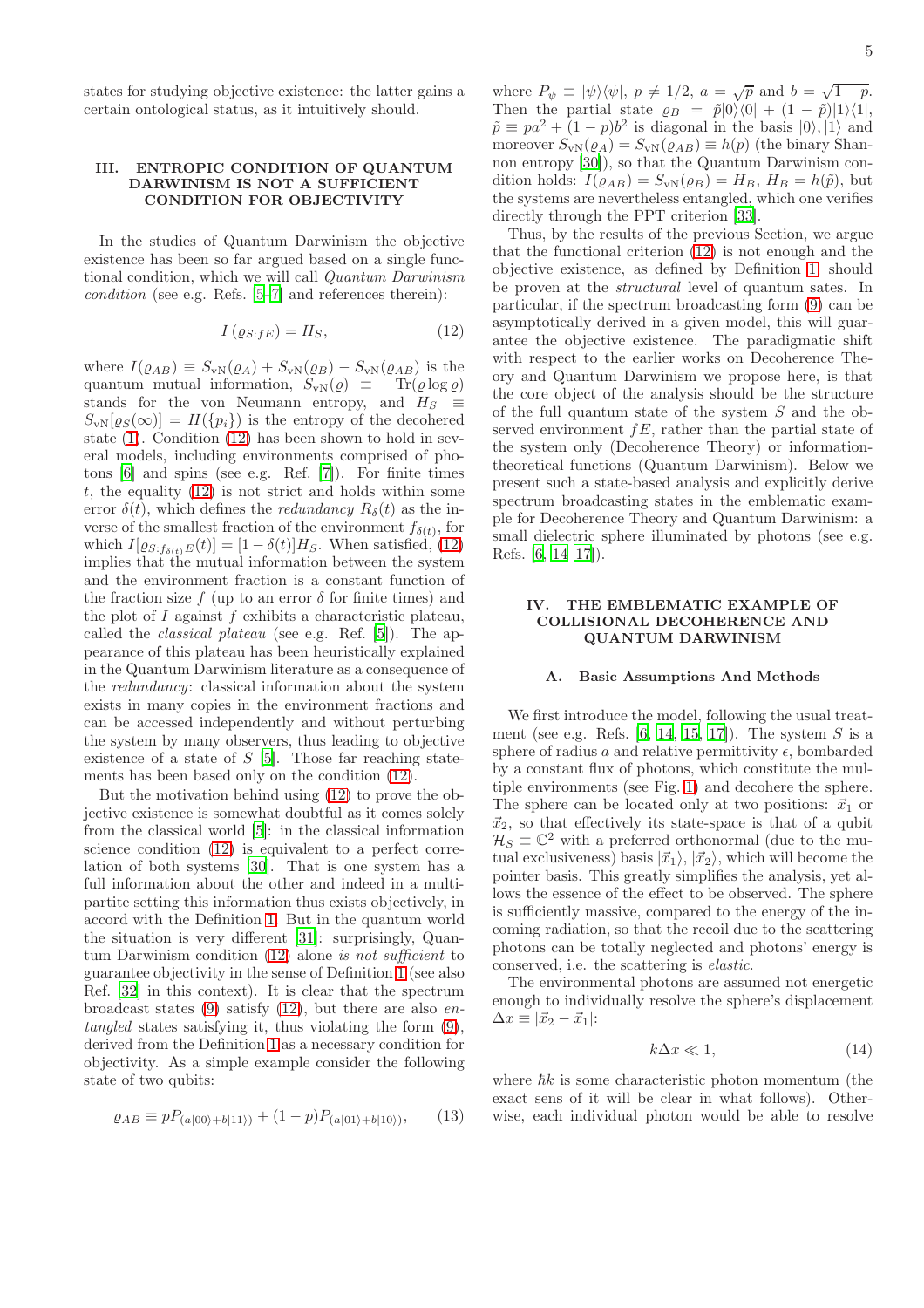states for studying objective existence: the latter gains a certain ontological status, as it intuitively should.

## III. ENTROPIC CONDITION OF QUANTUM DARWINISM IS NOT A SUFFICIENT CONDITION FOR OBJECTIVITY

In the studies of Quantum Darwinism the objective existence has been so far argued based on a single functional condition, which we will call *Quantum Darwinism condition* (see e.g. Refs. [5–7] and references therein):

$$I\left(\varrho_{S:fE}\right) = H_S, \tag{12}$$

where $I(\varrho_{AB}) \equiv S_{\rm vN}(\varrho_A) + S_{\rm vN}(\varrho_B) - S_{\rm vN}(\varrho_{AB})$ is the quantum mutual information, $S_{\rm vN}(\varrho) \equiv -{\rm Tr}(\varrho \log \varrho)$ stands for the von Neumann entropy, and $H_S \equiv S_{\rm vN}[\varrho_S(\infty)] = H(\{p_i\})$ is the entropy of the decohered state (1). Condition (12) has been shown to hold in several models, including environments comprised of photons [6] and spins (see e.g. Ref. [7]). For finite times $t$, the equality (12) is not strict and holds within some error $\delta(t)$, which defines the *redundancy* $R_\delta(t)$ as the inverse of the smallest fraction of the environment $f_{\delta(t)}$, for which $I[\varrho_{S:f_{\delta(t)}E}(t)] = [1-\delta(t)]H_S$. When satisfied, (12) implies that the mutual information between the system and the environment fraction is a constant function of the fraction size $f$ (up to an error $\delta$ for finite times) and the plot of $I$ against $f$ exhibits a characteristic plateau, called the *classical plateau* (see e.g. Ref. [5]). The appearance of this plateau has been heuristically explained in the Quantum Darwinism literature as a consequence of the *redundancy*: classical information about the system exists in many copies in the environment fractions and can be accessed independently and without perturbing the system by many observers, thus leading to objective existence of a state of $S$ [5]. Those far reaching statements has been based only on the condition (12).

But the motivation behind using (12) to prove the objective existence is somewhat doubtful as it comes solely from the classical world [5]: in the classical information science condition (12) is equivalent to a perfect correlation of both systems [30]. That is one system has a full information about the other and indeed in a multipartite setting this information thus exists objectively, in accord with the Definition 1. But in the quantum world the situation is very different [31]: surprisingly, Quantum Darwinism condition (12) alone *is not sufficient* to guarantee objectivity in the sense of Definition 1 (see also Ref. [32] in this context). It is clear that the spectrum broadcast states (9) satisfy (12), but there are also *entangled* states satisfying it, thus violating the form (9), derived from the Definition 1 as a necessary condition for objectivity. As a simple example consider the following state of two qubits:

$$\varrho_{AB} \equiv p P_{(a|00\rangle + b|11\rangle)} + (1-p) P_{(a|01\rangle + b|10\rangle)}, \tag{13}$$

where $P_\psi \equiv |\psi\rangle\langle\psi|$, $p \neq 1/2$, $a = \sqrt{p}$ and $b = \sqrt{1-p}$. Then the partial state $\varrho_B = \tilde{p}|0\rangle\langle 0| + (1-\tilde{p})|1\rangle\langle 1|$, $\tilde{p} \equiv pa^2 + (1-p)b^2$ is diagonal in the basis $|0\rangle, |1\rangle$ and moreover $S_{\rm vN}(\varrho_A) = S_{\rm vN}(\varrho_{AB}) \equiv h(p)$ (the binary Shannon entropy [30]), so that the Quantum Darwinism condition holds: $I(\varrho_{AB}) = S_{\rm vN}(\varrho_B) = H_B$, $H_B = h(\tilde{p})$, but the systems are nevertheless entangled, which one verifies directly through the PPT criterion [33].

Thus, by the results of the previous Section, we argue that the functional criterion (12) is not enough and the objective existence, as defined by Definition 1, should be proven at the *structural* level of quantum sates. In particular, if the spectrum broadcasting form (9) can be asymptotically derived in a given model, this will guarantee the objective existence. The paradigmatic shift with respect to the earlier works on Decoherence Theory and Quantum Darwinism we propose here, is that the core object of the analysis should be the structure of the full quantum state of the system $S$ and the observed environment $fE$, rather than the partial state of the system only (Decoherence Theory) or information-theoretical functions (Quantum Darwinism). Below we present such a state-based analysis and explicitly derive spectrum broadcasting states in the emblematic example for Decoherence Theory and Quantum Darwinism: a small dielectric sphere illuminated by photons (see e.g. Refs. [6, 14–17]).

## IV. THE EMBLEMATIC EXAMPLE OF COLLISIONAL DECOHERENCE AND QUANTUM DARWINISM

### A. Basic Assumptions And Methods

We first introduce the model, following the usual treatment (see e.g. Refs. [6, 14, 15, 17]). The system $S$ is a sphere of radius $a$ and relative permittivity $\epsilon$, bombarded by a constant flux of photons, which constitute the multiple environments (see Fig. 1) and decohere the sphere. The sphere can be located only at two positions: $\vec{x}_1$ or $\vec{x}_2$, so that effectively its state-space is that of a qubit $\mathcal{H}_S \equiv \mathbb{C}^2$ with a preferred orthonormal (due to the mutual exclusiveness) basis $|\vec{x}_1\rangle, |\vec{x}_2\rangle$, which will become the pointer basis. This greatly simplifies the analysis, yet allows the essence of the effect to be observed. The sphere is sufficiently massive, compared to the energy of the incoming radiation, so that the recoil due to the scattering photons can be totally neglected and photons' energy is conserved, i.e. the scattering is *elastic*.

The environmental photons are assumed not energetic enough to individually resolve the sphere's displacement $\Delta x \equiv |\vec{x}_2 - \vec{x}_1|$:

$$k\Delta x \ll 1, \tag{14}$$

where $\hbar k$ is some characteristic photon momentum (the exact sens of it will be clear in what follows). Otherwise, each individual photon would be able to resolve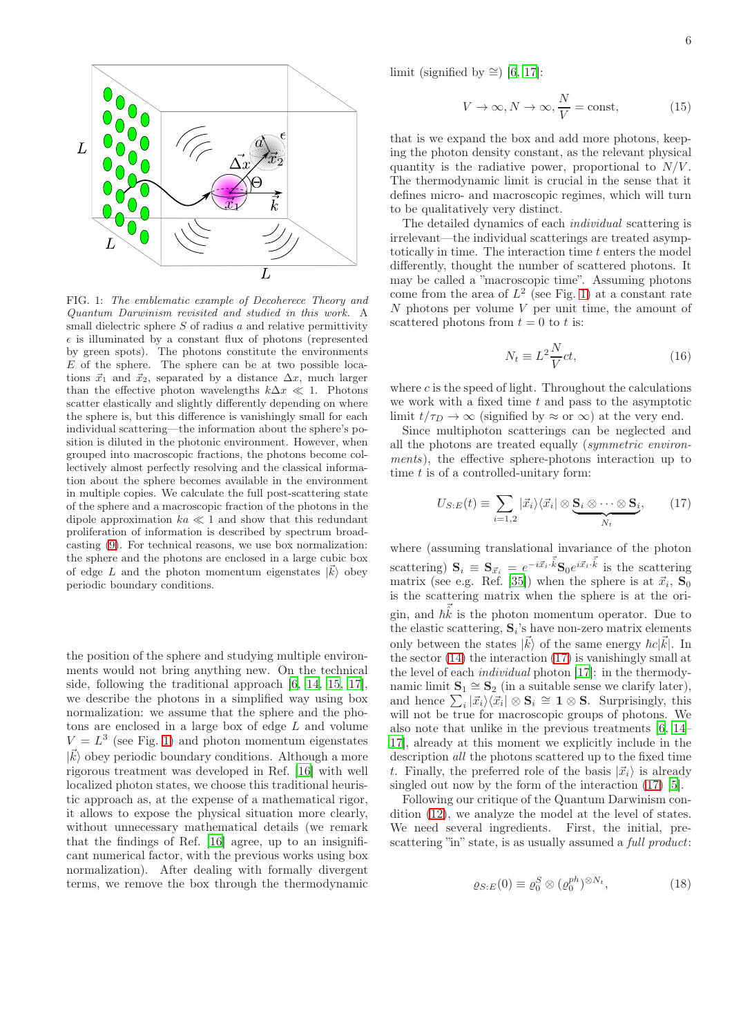FIG. 1: *The emblematic example of Decoherece Theory and Quantum Darwinism revisited and studied in this work.* A small dielectric sphere $S$ of radius $a$ and relative permittivity $\epsilon$ is illuminated by a constant flux of photons (represented by green spots). The photons constitute the environments $E$ of the sphere. The sphere can be at two possible locations $\vec{x}_1$ and $\vec{x}_2$, separated by a distance $\Delta x$, much larger than the effective photon wavelengths $k\Delta x \ll 1$. Photons scatter elastically and slightly differently depending on where the sphere is, but this difference is vanishingly small for each individual scattering—the information about the sphere's position is diluted in the photonic environment. However, when grouped into macroscopic fractions, the photons become collectively almost perfectly resolving and the classical information about the sphere becomes available in the environment in multiple copies. We calculate the full post-scattering state of the sphere and a macroscopic fraction of the photons in the dipole approximation $ka \ll 1$ and show that this redundant proliferation of information is described by spectrum broadcasting (9). For technical reasons, we use box normalization: the sphere and the photons are enclosed in a large cubic box of edge $L$ and the photon momentum eigenstates $|\vec{k}\rangle$ obey periodic boundary conditions.

the position of the sphere and studying multiple environments would not bring anything new. On the technical side, following the traditional approach [6, 14, 15, 17], we describe the photons in a simplified way using box normalization: we assume that the sphere and the photons are enclosed in a large box of edge $L$ and volume $V = L^3$ (see Fig. 1) and photon momentum eigenstates $|\vec{k}\rangle$ obey periodic boundary conditions. Although a more rigorous treatment was developed in Ref. [16] with well localized photon states, we choose this traditional heuristic approach as, at the expense of a mathematical rigor, it allows to expose the physical situation more clearly, without unnecessary mathematical details (we remark that the findings of Ref. [16] agree, up to an insignificant numerical factor, with the previous works using box normalization). After dealing with formally divergent terms, we remove the box through the thermodynamic limit (signified by $\cong$) [6, 17]:

$$V \to \infty, N \to \infty, \frac{N}{V} = \text{const}, \tag{15}$$

that is we expand the box and add more photons, keeping the photon density constant, as the relevant physical quantity is the radiative power, proportional to $N/V$. The thermodynamic limit is crucial in the sense that it defines micro- and macroscopic regimes, which will turn to be qualitatively very distinct.

The detailed dynamics of each *individual* scattering is irrelevant—the individual scatterings are treated asymptotically in time. The interaction time $t$ enters the model differently, thought the number of scattered photons. It may be called a "macroscopic time". Assuming photons come from the area of $L^2$ (see Fig. 1) at a constant rate $N$ photons per volume $V$ per unit time, the amount of scattered photons from $t = 0$ to $t$ is:

$$N_t \equiv L^2 \frac{N}{V} ct, \tag{16}$$

where $c$ is the speed of light. Throughout the calculations we work with a fixed time $t$ and pass to the asymptotic limit $t/\tau_D \to \infty$ (signified by $\approx$ or $\infty$) at the very end.

Since multiphoton scatterings can be neglected and all the photons are treated equally (*symmetric environments*), the effective sphere-photons interaction up to time $t$ is of a controlled-unitary form:

$$U_{S:E}(t) \equiv \sum_{i=1,2} |\vec{x}_i\rangle\langle\vec{x}_i| \otimes \underbrace{\mathbf{S}_i \otimes \cdots \otimes \mathbf{S}_i}_{N_t}, \tag{17}$$

where (assuming translational invariance of the photon scattering) $\mathbf{S}_i \equiv \mathbf{S}_{\vec{x}_i} = e^{-i\vec{x}_i \cdot \hat{\vec{k}}} \mathbf{S}_0 e^{i\vec{x}_i \cdot \hat{\vec{k}}}$ is the scattering matrix (see e.g. Ref. [35]) when the sphere is at $\vec{x}_i$, $\mathbf{S}_0$ is the scattering matrix when the sphere is at the origin, and $\hbar\hat{\vec{k}}$ is the photon momentum operator. Due to the elastic scattering, $\mathbf{S}_i$'s have non-zero matrix elements only between the states $|\vec{k}\rangle$ of the same energy $\hbar c|\vec{k}|$. In the sector (14) the interaction (17) is vanishingly small at the level of each *individual* photon [17]: in the thermodynamic limit $\mathbf{S}_1 \cong \mathbf{S}_2$ (in a suitable sense we clarify later), and hence $\sum_i |\vec{x}_i\rangle\langle\vec{x}_i| \otimes \mathbf{S}_i \cong \mathbf{1} \otimes \mathbf{S}$. Surprisingly, this will not be true for macroscopic groups of photons. We also note that unlike in the previous treatments [6, 14–17], already at this moment we explicitly include in the description *all* the photons scattered up to the fixed time $t$. Finally, the preferred role of the basis $|\vec{x}_i\rangle$ is already singled out now by the form of the interaction (17) [5].

Following our critique of the Quantum Darwinism condition (12), we analyze the model at the level of states. We need several ingredients. First, the initial, pre-scattering "in" state, is as usually assumed a *full product*:

$$\varrho_{S:E}(0) \equiv \varrho_0^S \otimes (\varrho_0^{ph})^{\otimes N_t}, \tag{18}$$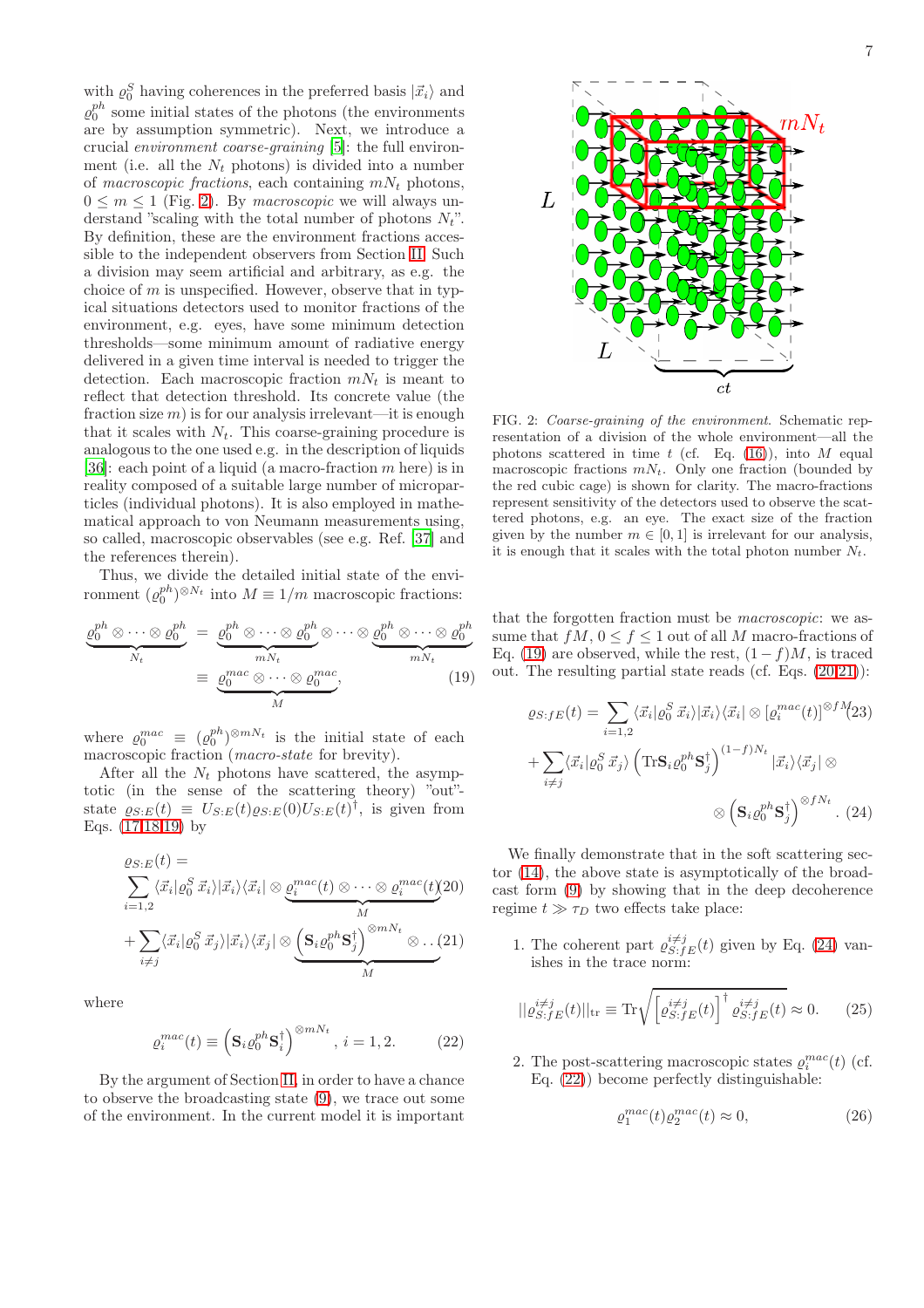with $\varrho_0^S$ having coherences in the preferred basis $|\vec{x}_i\rangle$ and $\varrho_0^{ph}$ some initial states of the photons (the environments are by assumption symmetric). Next, we introduce a crucial *environment coarse-graining* [5]: the full environment (i.e. all the $N_t$ photons) is divided into a number of *macroscopic fractions*, each containing $mN_t$ photons, $0 \le m \le 1$ (Fig. 2). By *macroscopic* we will always understand "scaling with the total number of photons $N_t$". By definition, these are the environment fractions accessible to the independent observers from Section II. Such a division may seem artificial and arbitrary, as e.g. the choice of $m$ is unspecified. However, observe that in typical situations detectors used to monitor fractions of the environment, e.g. eyes, have some minimum detection thresholds—some minimum amount of radiative energy delivered in a given time interval is needed to trigger the detection. Each macroscopic fraction $mN_t$ is meant to reflect that detection threshold. Its concrete value (the fraction size $m$) is for our analysis irrelevant—it is enough that it scales with $N_t$. This coarse-graining procedure is analogous to the one used e.g. in the description of liquids [36]: each point of a liquid (a macro-fraction $m$ here) is in reality composed of a suitable large number of microparticles (individual photons). It is also employed in mathematical approach to von Neumann measurements using, so called, macroscopic observables (see e.g. Ref. [37] and the references therein).

Thus, we divide the detailed initial state of the environment $(\varrho_0^{ph})^{\otimes N_t}$ into $M \equiv 1/m$ macroscopic fractions:

$$\underbrace{\varrho_0^{ph}\otimes\cdots\otimes\varrho_0^{ph}}_{N_t} = \underbrace{\varrho_0^{ph}\otimes\cdots\otimes\varrho_0^{ph}}_{mN_t}\otimes\cdots\otimes\underbrace{\varrho_0^{ph}\otimes\cdots\otimes\varrho_0^{ph}}_{mN_t} \equiv \underbrace{\varrho_0^{mac}\otimes\cdots\otimes\varrho_0^{mac}}_{M}, \tag{19}$$

where $\varrho_0^{mac} \equiv (\varrho_0^{ph})^{\otimes mN_t}$ is the initial state of each macroscopic fraction (*macro-state* for brevity).

After all the $N_t$ photons have scattered, the asymptotic (in the sense of the scattering theory) "out"-state $\varrho_{S:E}(t) \equiv U_{S:E}(t)\varrho_{S:E}(0)U_{S:E}(t)^\dagger$, is given from Eqs. (17,18,19) by

$$\varrho_{S:E}(t) = \sum_{i=1,2}\langle\vec{x}_i|\varrho_0^S\,\vec{x}_i\rangle|\vec{x}_i\rangle\langle\vec{x}_i|\otimes\underbrace{\varrho_i^{mac}(t)\otimes\cdots\otimes\varrho_i^{mac}(t)}_{M} \tag{20}$$

$$+\sum_{i\neq j}\langle\vec{x}_i|\varrho_0^S\,\vec{x}_j\rangle|\vec{x}_i\rangle\langle\vec{x}_j|\otimes\underbrace{\left(\mathbf{S}_i\varrho_0^{ph}\mathbf{S}_j^\dagger\right)^{\otimes mN_t}\otimes\ldots}_{M} \tag{21}$$

where

$$\varrho_i^{mac}(t) \equiv \left(\mathbf{S}_i\varrho_0^{ph}\mathbf{S}_i^\dagger\right)^{\otimes mN_t},\ i=1,2. \tag{22}$$

By the argument of Section II, in order to have a chance to observe the broadcasting state (9), we trace out some of the environment. In the current model it is important that the forgotten fraction must be *macroscopic*: we assume that $fM$, $0 \le f \le 1$ out of all $M$ macro-fractions of Eq. (19) are observed, while the rest, $(1-f)M$, is traced out. The resulting partial state reads (cf. Eqs. (20,21)):

$$\varrho_{S:fE}(t) = \sum_{i=1,2}\langle\vec{x}_i|\varrho_0^S\,\vec{x}_i\rangle|\vec{x}_i\rangle\langle\vec{x}_i|\otimes\left[\varrho_i^{mac}(t)\right]^{\otimes fM} \tag{23}$$

$$+\sum_{i\neq j}\langle\vec{x}_i|\varrho_0^S\,\vec{x}_j\rangle\left(\mathrm{Tr}\mathbf{S}_i\varrho_0^{ph}\mathbf{S}_j^\dagger\right)^{(1-f)N_t}|\vec{x}_i\rangle\langle\vec{x}_j|\otimes \otimes\left(\mathbf{S}_i\varrho_0^{ph}\mathbf{S}_j^\dagger\right)^{\otimes fN_t}. \tag{24}$$

FIG. 2: *Coarse-graining of the environment.* Schematic representation of a division of the whole environment—all the photons scattered in time $t$ (cf. Eq. (16)), into $M$ equal macroscopic fractions $mN_t$. Only one fraction (bounded by the red cubic cage) is shown for clarity. The macro-fractions represent sensitivity of the detectors used to observe the scattered photons, e.g. an eye. The exact size of the fraction given by the number $m \in [0,1]$ is irrelevant for our analysis, it is enough that it scales with the total photon number $N_t$.

We finally demonstrate that in the soft scattering sector (14), the above state is asymptotically of the broadcast form (9) by showing that in the deep decoherence regime $t \gg \tau_D$ two effects take place:

1. The coherent part $\varrho_{S:fE}^{i\neq j}(t)$ given by Eq. (24) vanishes in the trace norm:

$$||\varrho_{S:fE}^{i\neq j}(t)||_{\mathrm{tr}} \equiv \mathrm{Tr}\sqrt{\left[\varrho_{S:fE}^{i\neq j}(t)\right]^\dagger\varrho_{S:fE}^{i\neq j}(t)} \approx 0. \tag{25}$$

2. The post-scattering macroscopic states $\varrho_i^{mac}(t)$ (cf. Eq. (22)) become perfectly distinguishable:

$$\varrho_1^{mac}(t)\varrho_2^{mac}(t) \approx 0, \tag{26}$$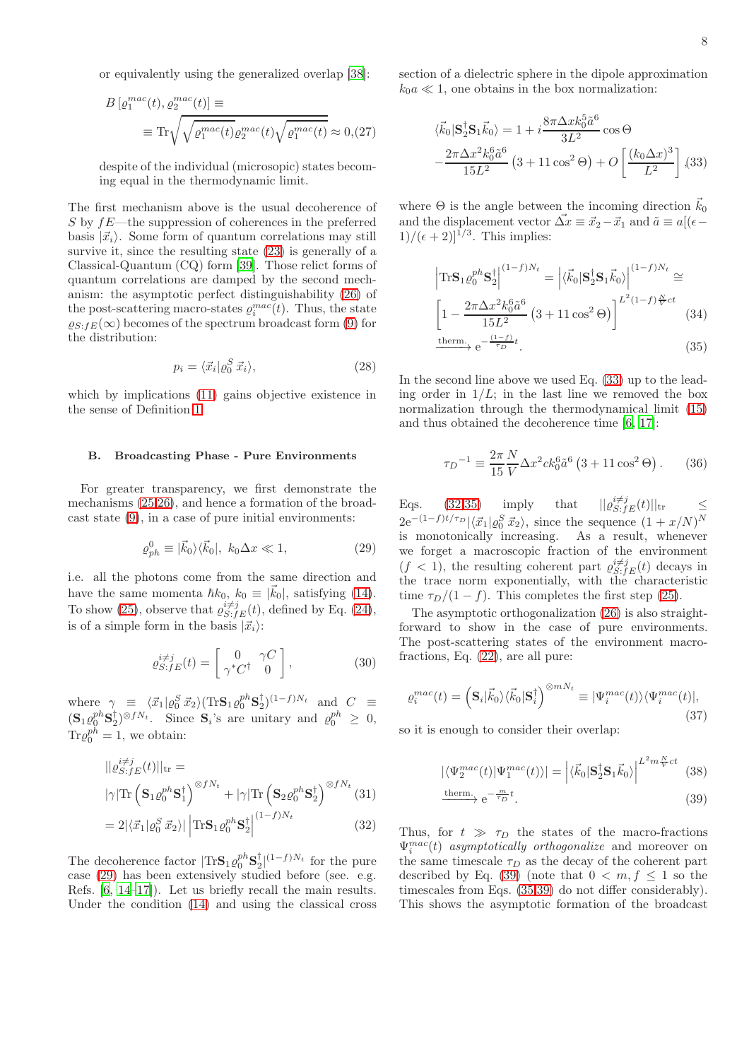or equivalently using the generalized overlap [38]:

$$B\left[\varrho_1^{mac}(t), \varrho_2^{mac}(t)\right] \equiv \equiv \mathrm{Tr}\sqrt{\sqrt{\varrho_1^{mac}(t)}\varrho_2^{mac}(t)\sqrt{\varrho_1^{mac}(t)}} \approx 0, \quad (27)$$

despite of the individual (microsopic) states becoming equal in the thermodynamic limit.

The first mechanism above is the usual decoherence of $S$ by $fE$—the suppression of coherences in the preferred basis $|\vec{x}_i\rangle$. Some form of quantum correlations may still survive it, since the resulting state (23) is generally of a Classical-Quantum (CQ) form [39]. Those relict forms of quantum correlations are damped by the second mechanism: the asymptotic perfect distinguishability (26) of the post-scattering macro-states $\varrho_i^{mac}(t)$. Thus, the state $\varrho_{S:fE}(\infty)$ becomes of the spectrum broadcast form (9) for the distribution:

$$p_i = \langle \vec{x}_i | \varrho_0^S \, \vec{x}_i \rangle, \quad (28)$$

which by implications (11) gains objective existence in the sense of Definition 1.

### B. Broadcasting Phase - Pure Environments

For greater transparency, we first demonstrate the mechanisms (25,26), and hence a formation of the broadcast state (9), in a case of pure initial environments:

$$\varrho_{ph}^0 \equiv |\vec{k}_0\rangle\langle \vec{k}_0|, \; k_0 \Delta x \ll 1, \quad (29)$$

i.e. all the photons come from the same direction and have the same momenta $\hbar k_0$, $k_0 \equiv |\vec{k}_0|$, satisfying (14). To show (25), observe that $\varrho_{S:fE}^{i\neq j}(t)$, defined by Eq. (24), is of a simple form in the basis $|\vec{x}_i\rangle$:

$$\varrho_{S:fE}^{i\neq j}(t) = \begin{bmatrix} 0 & \gamma C \\ \gamma^* C^\dagger & 0 \end{bmatrix}, \quad (30)$$

where $\gamma \equiv \langle \vec{x}_1 | \varrho_0^S \, \vec{x}_2 \rangle (\mathrm{Tr} \mathbf{S}_1 \varrho_0^{ph} \mathbf{S}_2^\dagger)^{(1-f)N_t}$ and $C \equiv (\mathbf{S}_1 \varrho_0^{ph} \mathbf{S}_2^\dagger)^{\otimes f N_t}$. Since $\mathbf{S}_i$'s are unitary and $\varrho_0^{ph} \geq 0$, $\mathrm{Tr}\varrho_0^{ph} = 1$, we obtain:

$$||\varrho_{S:fE}^{i\neq j}(t)||_{\mathrm{tr}} = |\gamma| \mathrm{Tr}\left(\mathbf{S}_1 \varrho_0^{ph} \mathbf{S}_1^\dagger\right)^{\otimes f N_t} + |\gamma| \mathrm{Tr}\left(\mathbf{S}_2 \varrho_0^{ph} \mathbf{S}_2^\dagger\right)^{\otimes f N_t} \quad (31)$$

$$= 2 |\langle \vec{x}_1 | \varrho_0^S \, \vec{x}_2 \rangle| \left| \mathrm{Tr} \mathbf{S}_1 \varrho_0^{ph} \mathbf{S}_2^\dagger \right|^{(1-f)N_t} \quad (32)$$

The decoherence factor $|\mathrm{Tr}\mathbf{S}_1 \varrho_0^{ph} \mathbf{S}_2^\dagger|^{(1-f)N_t}$ for the pure case (29) has been extensively studied before (see. e.g. Refs. [6, 14–17]). Let us briefly recall the main results. Under the condition (14) and using the classical cross section of a dielectric sphere in the dipole approximation $k_0 a \ll 1$, one obtains in the box normalization:

$$\langle \vec{k}_0 | \mathbf{S}_2^\dagger \mathbf{S}_1 \vec{k}_0 \rangle = 1 + i \frac{8\pi \Delta x k_0^5 \tilde{a}^6}{3L^2} \cos\Theta - \frac{2\pi \Delta x^2 k_0^6 \tilde{a}^6}{15 L^2} \left(3 + 11 \cos^2 \Theta\right) + O\left[\frac{(k_0 \Delta x)^3}{L^2}\right], \quad (33)$$

where $\Theta$ is the angle between the incoming direction $\vec{k}_0$ and the displacement vector $\vec{\Delta x} \equiv \vec{x}_2 - \vec{x}_1$ and $\tilde{a} \equiv a[(\epsilon - 1)/(\epsilon+2)]^{1/3}$. This implies:

$$\left|\mathrm{Tr}\mathbf{S}_1 \varrho_0^{ph} \mathbf{S}_2^\dagger\right|^{(1-f)N_t} = \left|\langle \vec{k}_0 | \mathbf{S}_2^\dagger \mathbf{S}_1 \vec{k}_0 \rangle\right|^{(1-f)N_t} \cong \left[1 - \frac{2\pi \Delta x^2 k_0^6 \tilde{a}^6}{15 L^2}\left(3 + 11 \cos^2\Theta\right)\right]^{L^2 (1-f) \frac{N}{V} ct} \quad (34)$$

$$\xrightarrow{\text{therm.}} \mathrm{e}^{-\frac{(1-f)}{\tau_D} t}. \quad (35)$$

In the second line above we used Eq. (33) up to the leading order in $1/L$; in the last line we removed the box normalization through the thermodynamical limit (15) and thus obtained the decoherence time [6, 17]:

$$\tau_D{}^{-1} \equiv \frac{2\pi}{15} \frac{N}{V} \Delta x^2 c k_0^6 \tilde{a}^6 \left(3 + 11 \cos^2 \Theta\right). \quad (36)$$

Eqs. (32,35) imply that $||\varrho_{S:fE}^{i\neq j}(t)||_{\mathrm{tr}} \leq 2\mathrm{e}^{-(1-f)t/\tau_D} |\langle \vec{x}_1 | \varrho_0^S \, \vec{x}_2 \rangle|$, since the sequence $(1 + x/N)^N$ is monotonically increasing. As a result, whenever we forget a macroscopic fraction of the environment ($f < 1$), the resulting coherent part $\varrho_{S:fE}^{i\neq j}(t)$ decays in the trace norm exponentially, with the characteristic time $\tau_D/(1-f)$. This completes the first step (25).

The asymptotic orthogonalization (26) is also straightforward to show in the case of pure environments. The post-scattering states of the environment macro-fractions, Eq. (22), are all pure:

$$\varrho_i^{mac}(t) = \left(\mathbf{S}_i |\vec{k}_0\rangle\langle \vec{k}_0| \mathbf{S}_i^\dagger\right)^{\otimes m N_t} \equiv |\Psi_i^{mac}(t)\rangle\langle \Psi_i^{mac}(t)|, \quad (37)$$

so it is enough to consider their overlap:

$$|\langle \Psi_2^{mac}(t) | \Psi_1^{mac}(t) \rangle| = \left|\langle \vec{k}_0 | \mathbf{S}_2^\dagger \mathbf{S}_1 \vec{k}_0 \rangle\right|^{L^2 m \frac{N}{V} ct} \quad (38)$$

$$\xrightarrow{\text{therm.}} \mathrm{e}^{-\frac{m}{\tau_D} t}. \quad (39)$$

Thus, for $t \gg \tau_D$ the states of the macro-fractions $\Psi_i^{mac}(t)$ *asymptotically orthogonalize* and moreover on the same timescale $\tau_D$ as the decay of the coherent part described by Eq. (39) (note that $0 < m, f \leq 1$ so the timescales from Eqs. (35,39) do not differ considerably). This shows the asymptotic formation of the broadcast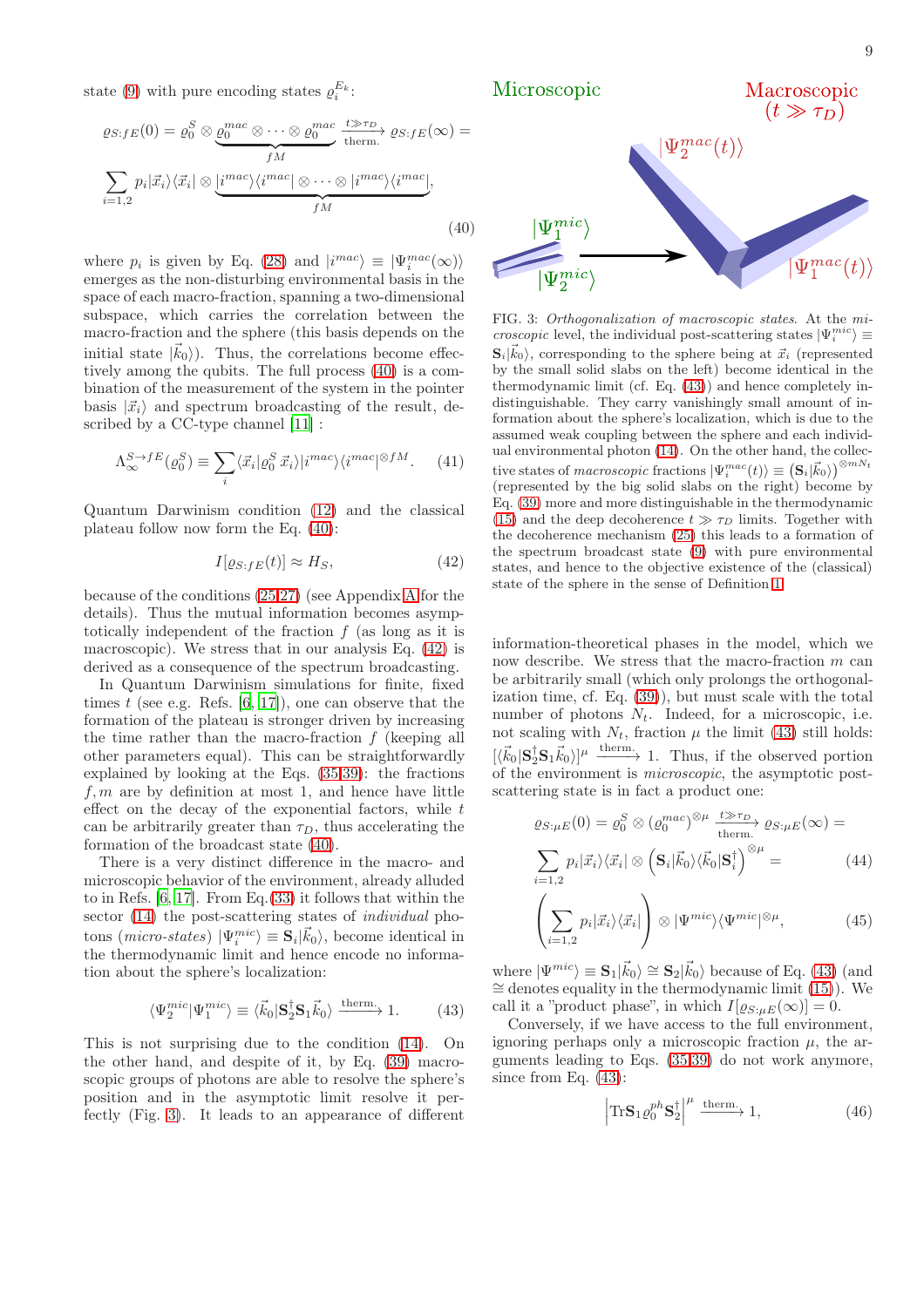state (9) with pure encoding states $\varrho_i^{E_k}$:

$$\varrho_{S:fE}(0) = \varrho_0^S \otimes \underbrace{\varrho_0^{mac} \otimes \cdots \otimes \varrho_0^{mac}}_{fM} \xrightarrow[\text{therm.}]{t \gg \tau_D} \varrho_{S:fE}(\infty) = \sum_{i=1,2} p_i |\vec{x}_i\rangle\langle\vec{x}_i| \otimes \underbrace{|i^{mac}\rangle\langle i^{mac}| \otimes \cdots \otimes |i^{mac}\rangle\langle i^{mac}|}_{fM}, \tag{40}$$

where $p_i$ is given by Eq. (28) and $|i^{mac}\rangle \equiv |\Psi_i^{mac}(\infty)\rangle$ emerges as the non-disturbing environmental basis in the space of each macro-fraction, spanning a two-dimensional subspace, which carries the correlation between the macro-fraction and the sphere (this basis depends on the initial state $|\vec{k}_0\rangle$). Thus, the correlations become effectively among the qubits. The full process (40) is a combination of the measurement of the system in the pointer basis $|\vec{x}_i\rangle$ and spectrum broadcasting of the result, described by a CC-type channel [11] :

$$\Lambda_\infty^{S\to fE}(\varrho_0^S) \equiv \sum_i \langle\vec{x}_i|\varrho_0^S\,\vec{x}_i\rangle |i^{mac}\rangle\langle i^{mac}|^{\otimes fM}. \tag{41}$$

Quantum Darwinism condition (12) and the classical plateau follow now form the Eq. (40):

$$I[\varrho_{S:fE}(t)] \approx H_S, \tag{42}$$

because of the conditions (25,27) (see Appendix A for the details). Thus the mutual information becomes asymptotically independent of the fraction $f$ (as long as it is macroscopic). We stress that in our analysis Eq. (42) is derived as a consequence of the spectrum broadcasting.

In Quantum Darwinism simulations for finite, fixed times $t$ (see e.g. Refs. [6, 17]), one can observe that the formation of the plateau is stronger driven by increasing the time rather than the macro-fraction $f$ (keeping all other parameters equal). This can be straightforwardly explained by looking at the Eqs. (35,39): the fractions $f, m$ are by definition at most 1, and hence have little effect on the decay of the exponential factors, while $t$ can be arbitrarily greater than $\tau_D$, thus accelerating the formation of the broadcast state (40).

There is a very distinct difference in the macro- and microscopic behavior of the environment, already alluded to in Refs. [6, 17]. From Eq.(33) it follows that within the sector (14) the post-scattering states of *individual* photons (*micro-states*) $|\Psi_i^{mic}\rangle \equiv \mathbf{S}_i|\vec{k}_0\rangle$, become identical in the thermodynamic limit and hence encode no information about the sphere's localization:

$$\langle\Psi_2^{mic}|\Psi_1^{mic}\rangle \equiv \langle\vec{k}_0|\mathbf{S}_2^\dagger\mathbf{S}_1\vec{k}_0\rangle \xrightarrow{\text{therm.}} 1. \tag{43}$$

This is not surprising due to the condition (14). On the other hand, and despite of it, by Eq. (39) macroscopic groups of photons are able to resolve the sphere's position and in the asymptotic limit resolve it perfectly (Fig. 3). It leads to an appearance of different information-theoretical phases in the model, which we now describe. We stress that the macro-fraction $m$ can be arbitrarily small (which only prolongs the orthogonalization time, cf. Eq. (39)), but must scale with the total number of photons $N_t$. Indeed, for a microscopic, i.e. not scaling with $N_t$, fraction $\mu$ the limit (43) still holds: $[\langle\vec{k}_0|\mathbf{S}_2^\dagger\mathbf{S}_1\vec{k}_0\rangle]^\mu \xrightarrow{\text{therm.}} 1$. Thus, if the observed portion of the environment is *microscopic*, the asymptotic post-scattering state is in fact a product one:

$$\varrho_{S:\mu E}(0) = \varrho_0^S \otimes (\varrho_0^{mac})^{\otimes\mu} \xrightarrow[\text{therm.}]{t\gg\tau_D} \varrho_{S:\mu E}(\infty) = \sum_{i=1,2} p_i|\vec{x}_i\rangle\langle\vec{x}_i| \otimes \left(\mathbf{S}_i|\vec{k}_0\rangle\langle\vec{k}_0|\mathbf{S}_i^\dagger\right)^{\otimes\mu} = \tag{44}$$

$$\left(\sum_{i=1,2} p_i|\vec{x}_i\rangle\langle\vec{x}_i|\right) \otimes |\Psi^{mic}\rangle\langle\Psi^{mic}|^{\otimes\mu}, \tag{45}$$

where $|\Psi^{mic}\rangle \equiv \mathbf{S}_1|\vec{k}_0\rangle \cong \mathbf{S}_2|\vec{k}_0\rangle$ because of Eq. (43) (and $\cong$ denotes equality in the thermodynamic limit (15)). We call it a "product phase", in which $I[\varrho_{S:\mu E}(\infty)] = 0$.

Conversely, if we have access to the full environment, ignoring perhaps only a microscopic fraction $\mu$, the arguments leading to Eqs. (35,39) do not work anymore, since from Eq. (43):

$$\left|\mathrm{Tr}\mathbf{S}_1\varrho_0^{ph}\mathbf{S}_2^\dagger\right|^\mu \xrightarrow{\text{therm.}} 1, \tag{46}$$

FIG. 3: *Orthogonalization of macroscopic states.* At the *microscopic* level, the individual post-scattering states $|\Psi_i^{mic}\rangle \equiv \mathbf{S}_i|\vec{k}_0\rangle$, corresponding to the sphere being at $\vec{x}_i$ (represented by the small solid slabs on the left) become identical in the thermodynamic limit (cf. Eq. (43)) and hence completely indistinguishable. They carry vanishingly small amount of information about the sphere's localization, which is due to the assumed weak coupling between the sphere and each individual environmental photon (14). On the other hand, the collective states of *macroscopic* fractions $|\Psi_i^{mac}(t)\rangle \equiv \left(\mathbf{S}_i|\vec{k}_0\rangle\right)^{\otimes mN_t}$ (represented by the big solid slabs on the right) become by Eq. (39) more and more distinguishable in the thermodynamic (15) and the deep decoherence $t \gg \tau_D$ limits. Together with the decoherence mechanism (25) this leads to a formation of the spectrum broadcast state (9) with pure environmental states, and hence to the objective existence of the (classical) state of the sphere in the sense of Definition 1.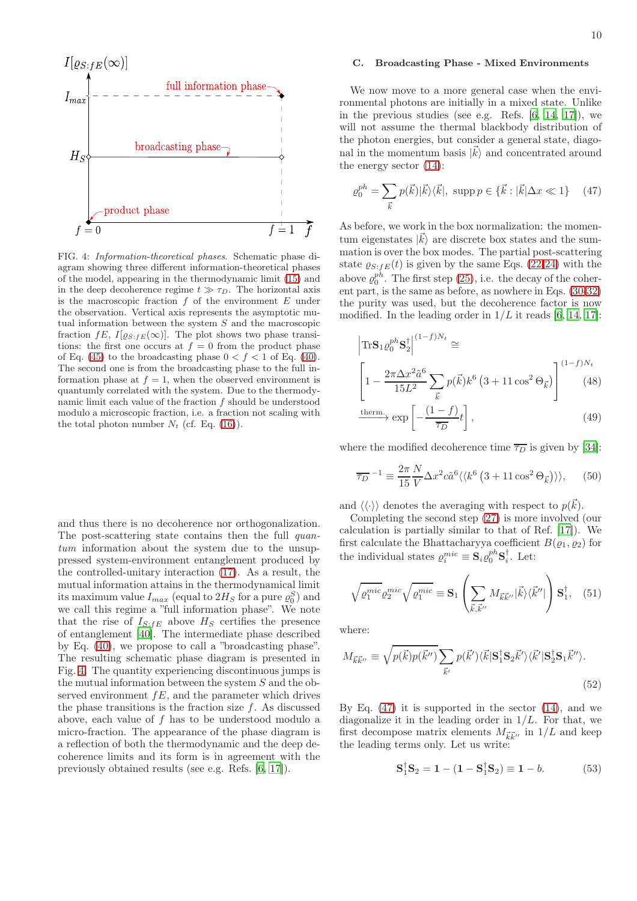FIG. 4: *Information-theoretical phases*. Schematic phase diagram showing three different information-theoretical phases of the model, appearing in the thermodynamic limit (15) and in the deep decoherence regime $t \gg \tau_D$. The horizontal axis is the macroscopic fraction $f$ of the environment $E$ under the observation. Vertical axis represents the asymptotic mutual information between the system $S$ and the macroscopic fraction $fE$, $I[\varrho_{S:fE}(\infty)]$. The plot shows two phase transitions: the first one occurs at $f=0$ from the product phase of Eq. (45) to the broadcasting phase $0<f<1$ of Eq. (40). The second one is from the broadcasting phase to the full information phase at $f=1$, when the observed environment is quantumly correlated with the system. Due to the thermodynamic limit each value of the fraction $f$ should be understood modulo a microscopic fraction, i.e. a fraction not scaling with the total photon number $N_t$ (cf. Eq. (16)).

and thus there is no decoherence nor orthogonalization. The post-scattering state contains then the full *quantum* information about the system due to the unsuppressed system-environment entanglement produced by the controlled-unitary interaction (17). As a result, the mutual information attains in the thermodynamical limit its maximum value $I_{max}$ (equal to $2H_S$ for a pure $\varrho_0^S$) and we call this regime a "full information phase". We note that the rise of $I_{S:fE}$ above $H_S$ certifies the presence of entanglement [40]. The intermediate phase described by Eq. (40), we propose to call a "broadcasting phase". The resulting schematic phase diagram is presented in Fig. 4. The quantity experiencing discontinuous jumps is the mutual information between the system $S$ and the observed environment $fE$, and the parameter which drives the phase transitions is the fraction size $f$. As discussed above, each value of $f$ has to be understood modulo a micro-fraction. The appearance of the phase diagram is a reflection of both the thermodynamic and the deep decoherence limits and its form is in agreement with the previously obtained results (see e.g. Refs. [6, 17]).

### C. Broadcasting Phase - Mixed Environments

We now move to a more general case when the environmental photons are initially in a mixed state. Unlike in the previous studies (see e.g. Refs. [6, 14, 17]), we will not assume the thermal blackbody distribution of the photon energies, but consider a general state, diagonal in the momentum basis $|\vec{k}\rangle$ and concentrated around the energy sector (14):

$$\varrho_0^{ph} = \sum_{\vec{k}} p(\vec{k})|\vec{k}\rangle\langle\vec{k}|, \ \operatorname{supp} p \in \{\vec{k} : |\vec{k}|\Delta x \ll 1\} \tag{47}$$

As before, we work in the box normalization: the momentum eigenstates $|\vec{k}\rangle$ are discrete box states and the summation is over the box modes. The partial post-scattering state $\varrho_{S:fE}(t)$ is given by the same Eqs. (22-24) with the above $\varrho_0^{ph}$. The first step (25), i.e. the decay of the coherent part, is the same as before, as nowhere in Eqs. (30-32) the purity was used, but the decoherence factor is now modified. In the leading order in $1/L$ it reads [6, 14, 17]:

$$\left|\mathrm{Tr}\mathbf{S}_1\varrho_0^{ph}\mathbf{S}_2^\dagger\right|^{(1-f)N_t} \cong$$
$$\left[1 - \frac{2\pi\Delta x^2\tilde{a}^6}{15L^2}\sum_{\vec{k}} p(\vec{k})k^6\left(3+11\cos^2\Theta_{\vec{k}}\right)\right]^{(1-f)N_t} \tag{48}$$
$$\xrightarrow{\text{therm.}} \exp\left[-\frac{(1-f)}{\overline{\tau_D}}t\right], \tag{49}$$

where the modified decoherence time $\overline{\tau_D}$ is given by [34]:

$$\overline{\tau_D}^{\,-1} \equiv \frac{2\pi}{15}\frac{N}{V}\Delta x^2 c\tilde{a}^6\langle\langle k^6\left(3+11\cos^2\Theta_{\vec{k}}\right)\rangle\rangle, \tag{50}$$

and $\langle\langle\cdot\rangle\rangle$ denotes the averaging with respect to $p(\vec{k})$.

Completing the second step (27) is more involved (our calculation is partially similar to that of Ref. [17]). We first calculate the Bhattacharyya coefficient $B(\varrho_1, \varrho_2)$ for the individual states $\varrho_i^{mic} \equiv \mathbf{S}_i\varrho_0^{ph}\mathbf{S}_i^\dagger$. Let:

$$\sqrt{\sqrt{\varrho_1^{mic}}\varrho_2^{mic}\sqrt{\varrho_1^{mic}}} \equiv \mathbf{S}_1\left(\sum_{\vec{k},\vec{k}''} M_{\vec{k}\vec{k}''}|\vec{k}\rangle\langle\vec{k}''|\right)\mathbf{S}_1^\dagger, \tag{51}$$

where:

$$M_{\vec{k}\vec{k}''} \equiv \sqrt{p(\vec{k})p(\vec{k}'')}\sum_{\vec{k}'} p(\vec{k}')\langle\vec{k}|\mathbf{S}_1^\dagger\mathbf{S}_2\vec{k}'\rangle\langle\vec{k}'|\mathbf{S}_2^\dagger\mathbf{S}_1\vec{k}''\rangle. \tag{52}$$

By Eq. (47) it is supported in the sector (14), and we diagonalize it in the leading order in $1/L$. For that, we first decompose matrix elements $M_{\vec{k}\vec{k}''}$ in $1/L$ and keep the leading terms only. Let us write:

$$\mathbf{S}_1^\dagger\mathbf{S}_2 = \mathbf{1} - (\mathbf{1} - \mathbf{S}_1^\dagger\mathbf{S}_2) \equiv \mathbf{1} - b. \tag{53}$$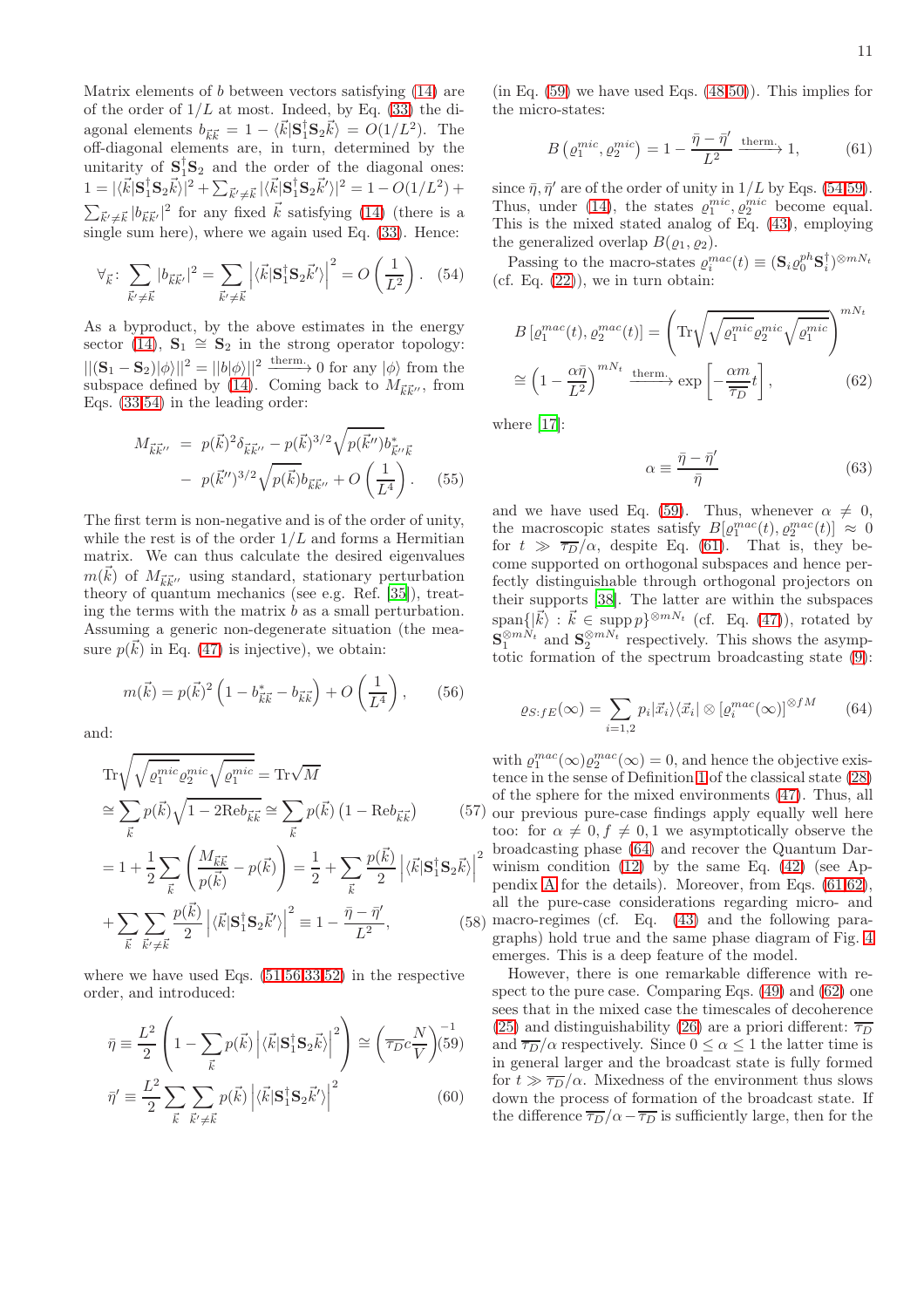Matrix elements of $b$ between vectors satisfying (14) are of the order of $1/L$ at most. Indeed, by Eq. (33) the diagonal elements $b_{\vec{k}\vec{k}} = 1 - \langle\vec{k}|\mathbf{S}_1^\dagger\mathbf{S}_2\vec{k}\rangle = O(1/L^2)$. The off-diagonal elements are, in turn, determined by the unitarity of $\mathbf{S}_1^\dagger\mathbf{S}_2$ and the order of the diagonal ones: $1 = |\langle\vec{k}|\mathbf{S}_1^\dagger\mathbf{S}_2\vec{k}\rangle|^2 + \sum_{\vec{k}'\neq\vec{k}}|\langle\vec{k}|\mathbf{S}_1^\dagger\mathbf{S}_2\vec{k}'\rangle|^2 = 1 - O(1/L^2) + \sum_{\vec{k}'\neq\vec{k}}|b_{\vec{k}\vec{k}'}|^2$ for any fixed $\vec{k}$ satisfying (14) (there is a single sum here), where we again used Eq. (33). Hence:

$$\forall_{\vec{k}}: \sum_{\vec{k}'\neq\vec{k}}|b_{\vec{k}\vec{k}'}|^2 = \sum_{\vec{k}'\neq\vec{k}}\left|\langle\vec{k}|\mathbf{S}_1^\dagger\mathbf{S}_2\vec{k}'\rangle\right|^2 = O\left(\frac{1}{L^2}\right). \quad (54)$$

As a byproduct, by the above estimates in the energy sector (14), $\mathbf{S}_1 \cong \mathbf{S}_2$ in the strong operator topology: $||(\mathbf{S}_1 - \mathbf{S}_2)|\phi\rangle||^2 = ||b|\phi\rangle||^2 \xrightarrow{\text{therm.}} 0$ for any $|\phi\rangle$ from the subspace defined by (14). Coming back to $M_{\vec{k}\vec{k}''}$, from Eqs. (33,54) in the leading order:

$$\begin{aligned} M_{\vec{k}\vec{k}''} &= p(\vec{k})^2\delta_{\vec{k}\vec{k}''} - p(\vec{k})^{3/2}\sqrt{p(\vec{k}'')}\,b^*_{\vec{k}''\vec{k}} \\ &- p(\vec{k}'')^{3/2}\sqrt{p(\vec{k})}\,b_{\vec{k}\vec{k}''} + O\left(\frac{1}{L^4}\right). \end{aligned} \quad (55)$$

The first term is non-negative and is of the order of unity, while the rest is of the order $1/L$ and forms a Hermitian matrix. We can thus calculate the desired eigenvalues $m(\vec{k})$ of $M_{\vec{k}\vec{k}''}$ using standard, stationary perturbation theory of quantum mechanics (see e.g. Ref. [35]), treating the terms with the matrix $b$ as a small perturbation. Assuming a generic non-degenerate situation (the measure $p(\vec{k})$ in Eq. (47) is injective), we obtain:

$$m(\vec{k}) = p(\vec{k})^2\left(1 - b^*_{\vec{k}\vec{k}} - b_{\vec{k}\vec{k}}\right) + O\left(\frac{1}{L^4}\right), \quad (56)$$

and:

$$\begin{aligned} &\mathrm{Tr}\sqrt{\sqrt{\varrho_1^{mic}}\varrho_2^{mic}\sqrt{\varrho_1^{mic}}} = \mathrm{Tr}\sqrt{M} \\ &\cong \sum_{\vec{k}} p(\vec{k})\sqrt{1 - 2\mathrm{Re}b_{\vec{k}\vec{k}}} \cong \sum_{\vec{k}} p(\vec{k})\left(1 - \mathrm{Re}b_{\vec{k}\vec{k}}\right) \quad (57) \\ &= 1 + \frac{1}{2}\sum_{\vec{k}}\left(\frac{M_{\vec{k}\vec{k}}}{p(\vec{k})} - p(\vec{k})\right) = \frac{1}{2} + \sum_{\vec{k}}\frac{p(\vec{k})}{2}\left|\langle\vec{k}|\mathbf{S}_1^\dagger\mathbf{S}_2\vec{k}\rangle\right|^2 \\ &+ \sum_{\vec{k}}\sum_{\vec{k}'\neq\vec{k}}\frac{p(\vec{k})}{2}\left|\langle\vec{k}|\mathbf{S}_1^\dagger\mathbf{S}_2\vec{k}'\rangle\right|^2 \equiv 1 - \frac{\bar{\eta} - \bar{\eta}'}{L^2}, \quad (58) \end{aligned}$$

where we have used Eqs. (51,56,33,52) in the respective order, and introduced:

$$\bar{\eta} \equiv \frac{L^2}{2}\left(1 - \sum_{\vec{k}} p(\vec{k})\left|\langle\vec{k}|\mathbf{S}_1^\dagger\mathbf{S}_2\vec{k}\rangle\right|^2\right) \cong \left(\overline{\tau_D}c\frac{N}{V}\right)^{-1} \quad (59)$$

$$\bar{\eta}' \equiv \frac{L^2}{2}\sum_{\vec{k}}\sum_{\vec{k}'\neq\vec{k}} p(\vec{k})\left|\langle\vec{k}|\mathbf{S}_1^\dagger\mathbf{S}_2\vec{k}'\rangle\right|^2 \quad (60)$$

(in Eq. (59) we have used Eqs. (48,50)). This implies for the micro-states:

$$B\left(\varrho_1^{mic}, \varrho_2^{mic}\right) = 1 - \frac{\bar{\eta} - \bar{\eta}'}{L^2} \xrightarrow{\text{therm.}} 1, \quad (61)$$

since $\bar{\eta}, \bar{\eta}'$ are of the order of unity in $1/L$ by Eqs. (54,59). Thus, under (14), the states $\varrho_1^{mic}, \varrho_2^{mic}$ become equal. This is the mixed stated analog of Eq. (43), employing the generalized overlap $B(\varrho_1, \varrho_2)$.

Passing to the macro-states $\varrho_i^{mac}(t) \equiv (\mathbf{S}_i\varrho_0^{ph}\mathbf{S}_i^\dagger)^{\otimes mN_t}$ (cf. Eq. (22)), we in turn obtain:

$$\begin{aligned} B\left[\varrho_1^{mac}(t), \varrho_2^{mac}(t)\right] &= \left(\mathrm{Tr}\sqrt{\sqrt{\varrho_1^{mic}}\varrho_2^{mic}\sqrt{\varrho_1^{mic}}}\right)^{mN_t} \\ &\cong \left(1 - \frac{\alpha\bar{\eta}}{L^2}\right)^{mN_t} \xrightarrow{\text{therm.}} \exp\left[-\frac{\alpha m}{\overline{\tau_D}}t\right], \end{aligned} \quad (62)$$

where [17]:

$$\alpha \equiv \frac{\bar{\eta} - \bar{\eta}'}{\bar{\eta}} \quad (63)$$

and we have used Eq. (59). Thus, whenever $\alpha \neq 0$, the macroscopic states satisfy $B[\varrho_1^{mac}(t), \varrho_2^{mac}(t)] \approx 0$ for $t \gg \overline{\tau_D}/\alpha$, despite Eq. (61). That is, they become supported on orthogonal subspaces and hence perfectly distinguishable through orthogonal projectors on their supports [38]. The latter are within the subspaces $\mathrm{span}\{|\vec{k}\rangle : \vec{k} \in \mathrm{supp}\, p\}^{\otimes mN_t}$ (cf. Eq. (47)), rotated by $\mathbf{S}_1^{\otimes mN_t}$ and $\mathbf{S}_2^{\otimes mN_t}$ respectively. This shows the asymptotic formation of the spectrum broadcasting state (9):

$$\varrho_{S:fE}(\infty) = \sum_{i=1,2} p_i|\vec{x}_i\rangle\langle\vec{x}_i| \otimes [\varrho_i^{mac}(\infty)]^{\otimes fM} \quad (64)$$

with $\varrho_1^{mac}(\infty)\varrho_2^{mac}(\infty) = 0$, and hence the objective existence in the sense of Definition 1 of the classical state (28) of the sphere for the mixed environments (47). Thus, all our previous pure-case findings apply equally well here too: for $\alpha \neq 0, f \neq 0, 1$ we asymptotically observe the broadcasting phase (64) and recover the Quantum Darwinism condition (12) by the same Eq. (42) (see Appendix A for the details). Moreover, from Eqs. (61,62), all the pure-case considerations regarding micro- and macro-regimes (cf. Eq. (43) and the following paragraphs) hold true and the same phase diagram of Fig. 4 emerges. This is a deep feature of the model.

However, there is one remarkable difference with respect to the pure case. Comparing Eqs. (49) and (62) one sees that in the mixed case the timescales of decoherence (25) and distinguishability (26) are a priori different: $\overline{\tau_D}$ and $\overline{\tau_D}/\alpha$ respectively. Since $0 \leq \alpha \leq 1$ the latter time is in general larger and the broadcast state is fully formed for $t \gg \overline{\tau_D}/\alpha$. Mixedness of the environment thus slows down the process of formation of the broadcast state. If the difference $\overline{\tau_D}/\alpha - \overline{\tau_D}$ is sufficiently large, then for the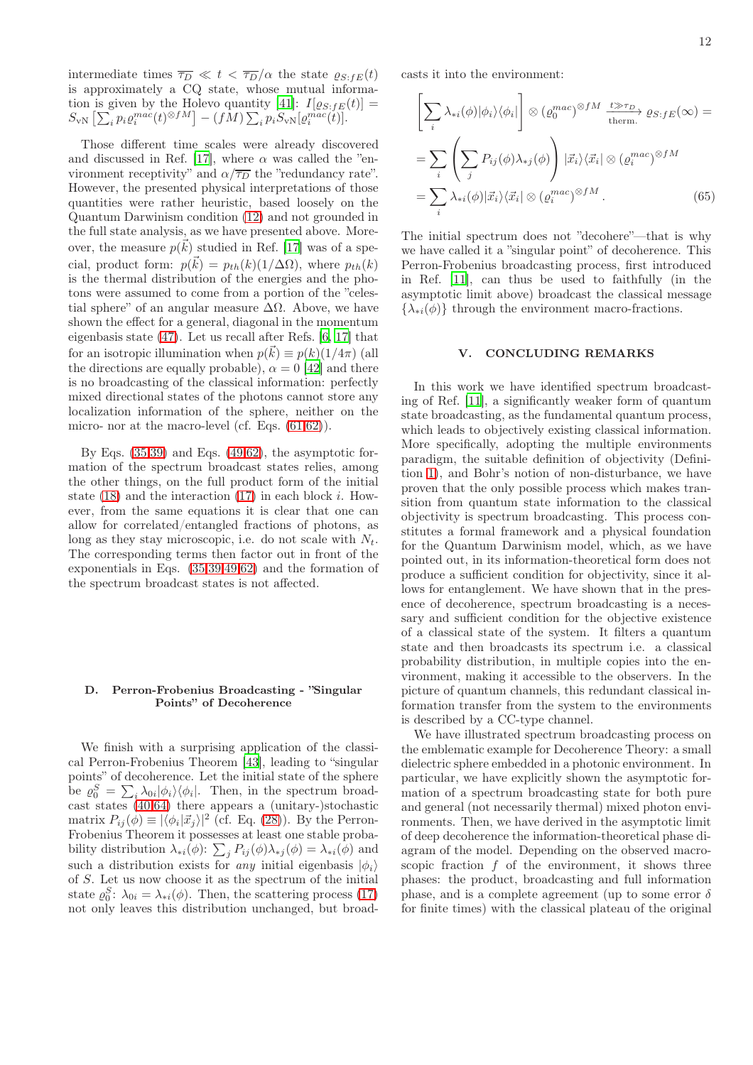intermediate times $\overline{\tau_D} \ll t < \overline{\tau_D}/\alpha$ the state $\varrho_{S:fE}(t)$ is approximately a CQ state, whose mutual information is given by the Holevo quantity [41]: $I[\varrho_{S:fE}(t)] = S_{\rm vN}\left[\sum_i p_i \varrho_i^{mac}(t)^{\otimes fM}\right] - (fM)\sum_i p_i S_{\rm vN}[\varrho_i^{mac}(t)]$.

Those different time scales were already discovered and discussed in Ref. [17], where $\alpha$ was called the "environment receptivity" and $\alpha/\overline{\tau_D}$ the "redundancy rate". However, the presented physical interpretations of those quantities were rather heuristic, based loosely on the Quantum Darwinism condition (12) and not grounded in the full state analysis, as we have presented above. Moreover, the measure $p(\vec{k})$ studied in Ref. [17] was of a special, product form: $p(\vec{k}) = p_{th}(k)(1/\Delta\Omega)$, where $p_{th}(k)$ is the thermal distribution of the energies and the photons were assumed to come from a portion of the "celestial sphere" of an angular measure $\Delta\Omega$. Above, we have shown the effect for a general, diagonal in the momentum eigenbasis state (47). Let us recall after Refs. [6, 17] that for an isotropic illumination when $p(\vec{k}) \equiv p(k)(1/4\pi)$ (all the directions are equally probable), $\alpha = 0$ [42] and there is no broadcasting of the classical information: perfectly mixed directional states of the photons cannot store any localization information of the sphere, neither on the micro- nor at the macro-level (cf. Eqs. (61,62)).

By Eqs. (35,39) and Eqs. (49,62), the asymptotic formation of the spectrum broadcast states relies, among the other things, on the full product form of the initial state (18) and the interaction (17) in each block $i$. However, from the same equations it is clear that one can allow for correlated/entangled fractions of photons, as long as they stay microscopic, i.e. do not scale with $N_t$. The corresponding terms then factor out in front of the exponentials in Eqs. (35,39,49,62) and the formation of the spectrum broadcast states is not affected.

### D. Perron-Frobenius Broadcasting - "Singular Points" of Decoherence

We finish with a surprising application of the classical Perron-Frobenius Theorem [43], leading to "singular points" of decoherence. Let the initial state of the sphere be $\varrho_0^S = \sum_i \lambda_{0i}|\phi_i\rangle\langle\phi_i|$. Then, in the spectrum broadcast states (40,64) there appears a (unitary-)stochastic matrix $P_{ij}(\phi) \equiv |\langle\phi_i|\vec{x}_j\rangle|^2$ (cf. Eq. (28)). By the Perron-Frobenius Theorem it possesses at least one stable probability distribution $\lambda_{*i}(\phi)$: $\sum_j P_{ij}(\phi)\lambda_{*j}(\phi) = \lambda_{*i}(\phi)$ and such a distribution exists for *any* initial eigenbasis $|\phi_i\rangle$ of $S$. Let us now choose it as the spectrum of the initial state $\varrho_0^S$: $\lambda_{0i} = \lambda_{*i}(\phi)$. Then, the scattering process (17) not only leaves this distribution unchanged, but broadcasts it into the environment:

$$
\begin{aligned}
&\left[\sum_i \lambda_{*i}(\phi)|\phi_i\rangle\langle\phi_i|\right] \otimes (\varrho_0^{mac})^{\otimes fM} \xrightarrow[\text{therm.}]{t\gg\tau_D} \varrho_{S:fE}(\infty) = \\
&= \sum_i \left(\sum_j P_{ij}(\phi)\lambda_{*j}(\phi)\right)|\vec{x}_i\rangle\langle\vec{x}_i| \otimes (\varrho_i^{mac})^{\otimes fM} \\
&= \sum_i \lambda_{*i}(\phi)|\vec{x}_i\rangle\langle\vec{x}_i| \otimes (\varrho_i^{mac})^{\otimes fM}. \qquad (65)
\end{aligned}
$$

The initial spectrum does not "decohere"—that is why we have called it a "singular point" of decoherence. This Perron-Frobenius broadcasting process, first introduced in Ref. [11], can thus be used to faithfully (in the asymptotic limit above) broadcast the classical message $\{\lambda_{*i}(\phi)\}$ through the environment macro-fractions.

## V. CONCLUDING REMARKS

In this work we have identified spectrum broadcasting of Ref. [11], a significantly weaker form of quantum state broadcasting, as the fundamental quantum process, which leads to objectively existing classical information. More specifically, adopting the multiple environments paradigm, the suitable definition of objectivity (Definition 1), and Bohr's notion of non-disturbance, we have proven that the only possible process which makes transition from quantum state information to the classical objectivity is spectrum broadcasting. This process constitutes a formal framework and a physical foundation for the Quantum Darwinism model, which, as we have pointed out, in its information-theoretical form does not produce a sufficient condition for objectivity, since it allows for entanglement. We have shown that in the presence of decoherence, spectrum broadcasting is a necessary and sufficient condition for the objective existence of a classical state of the system. It filters a quantum state and then broadcasts its spectrum i.e. a classical probability distribution, in multiple copies into the environment, making it accessible to the observers. In the picture of quantum channels, this redundant classical information transfer from the system to the environments is described by a CC-type channel.

We have illustrated spectrum broadcasting process on the emblematic example for Decoherence Theory: a small dielectric sphere embedded in a photonic environment. In particular, we have explicitly shown the asymptotic formation of a spectrum broadcasting state for both pure and general (not necessarily thermal) mixed photon environments. Then, we have derived in the asymptotic limit of deep decoherence the information-theoretical phase diagram of the model. Depending on the observed macroscopic fraction $f$ of the environment, it shows three phases: the product, broadcasting and full information phase, and is a complete agreement (up to some error $\delta$ for finite times) with the classical plateau of the original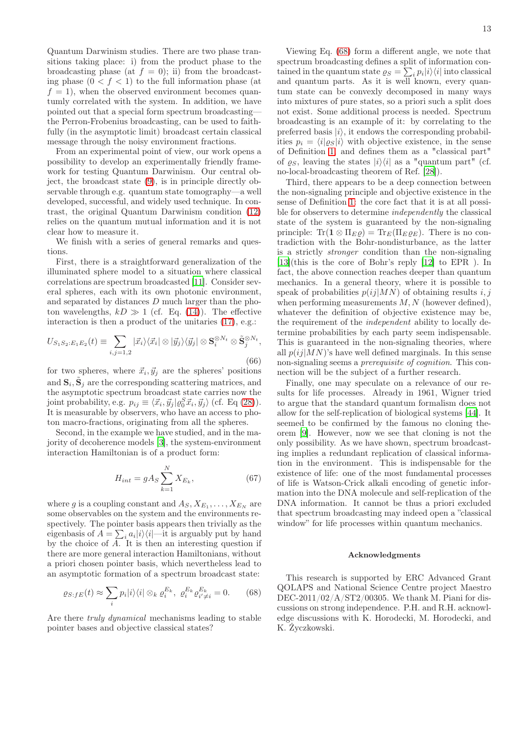Quantum Darwinism studies. There are two phase transitions taking place: i) from the product phase to the broadcasting phase (at $f = 0$); ii) from the broadcasting phase ($0 < f < 1$) to the full information phase (at $f = 1$), when the observed environment becomes quantumly correlated with the system. In addition, we have pointed out that a special form spectrum broadcasting—the Perron-Frobenius broadcasting, can be used to faithfully (in the asymptotic limit) broadcast certain classical message through the noisy environment fractions.

From an experimental point of view, our work opens a possibility to develop an experimentally friendly framework for testing Quantum Darwinism. Our central object, the broadcast state (9), is in principle directly observable through e.g. quantum state tomography—a well developed, successful, and widely used technique. In contrast, the original Quantum Darwinism condition (12) relies on the quantum mutual information and it is not clear how to measure it.

We finish with a series of general remarks and questions.

First, there is a straightforward generalization of the illuminated sphere model to a situation where classical correlations are spectrum broadcasted [11]. Consider several spheres, each with its own photonic environment, and separated by distances $D$ much larger than the photon wavelengths, $kD \gg 1$ (cf. Eq. (14)). The effective interaction is then a product of the unitaries (17), e.g.:

$$U_{S_1 S_2:E_1 E_2}(t) \equiv \sum_{i,j=1,2} |\vec{x}_i\rangle\langle\vec{x}_i| \otimes |\vec{y}_j\rangle\langle\vec{y}_j| \otimes \mathbf{S}_i^{\otimes N_t} \otimes \tilde{\mathbf{S}}_j^{\otimes N_t}, \tag{66}$$

for two spheres, where $\vec{x}_i, \vec{y}_j$ are the spheres' positions and $\mathbf{S}_i, \tilde{\mathbf{S}}_j$ are the corresponding scattering matrices, and the asymptotic spectrum broadcast state carries now the joint probability, e.g. $p_{ij} \equiv \langle\vec{x}_i, \vec{y}_j|\varrho_0^S \vec{x}_i, \vec{y}_j\rangle$ (cf. Eq (28)). It is measurable by observers, who have an access to photon macro-fractions, originating from all the spheres.

Second, in the example we have studied, and in the majority of decoherence models [3], the system-environment interaction Hamiltonian is of a product form:

$$H_{int} = g A_S \sum_{k=1}^{N} X_{E_k}, \tag{67}$$

where $g$ is a coupling constant and $A_S, X_{E_1}, \ldots, X_{E_N}$ are some observables on the system and the environments respectively. The pointer basis appears then trivially as the eigenbasis of $A = \sum_i a_i |i\rangle\langle i|$—it is arguably put by hand by the choice of $A$. It is then an interesting question if there are more general interaction Hamiltonians, without a priori chosen pointer basis, which nevertheless lead to an asymptotic formation of a spectrum broadcast state:

$$\varrho_{S:fE}(t) \approx \sum_i p_i |i\rangle\langle i| \otimes_k \varrho_i^{E_k}, \;\; \varrho_i^{E_k} \varrho_{i' \neq i}^{E_k} = 0. \tag{68}$$

Are there *truly dynamical* mechanisms leading to stable pointer bases and objective classical states?

Viewing Eq. (68) form a different angle, we note that spectrum broadcasting defines a split of information contained in the quantum state $\varrho_S = \sum_i p_i |i\rangle\langle i|$ into classical and quantum parts. As it is well known, every quantum state can be convexly decomposed in many ways into mixtures of pure states, so a priori such a split does not exist. Some additional process is needed. Spectrum broadcasting is an example of it: by correlating to the preferred basis $|i\rangle$, it endows the corresponding probabilities $p_i = \langle i|\varrho_S|i\rangle$ with objective existence, in the sense of Definition 1, and defines them as a "classical part" of $\varrho_S$, leaving the states $|i\rangle\langle i|$ as a "quantum part" (cf. no-local-broadcasting theorem of Ref. [28]).

Third, there appears to be a deep connection between the non-signaling principle and objective existence in the sense of Definition 1: the core fact that it is at all possible for observers to determine *independently* the classical state of the system is guaranteed by the non-signaling principle: $\mathrm{Tr}(\mathbf{1} \otimes \Pi_E \varrho) = \mathrm{Tr}_E(\Pi_E \varrho_E)$. There is no contradiction with the Bohr-nondisturbance, as the latter is a strictly *stronger* condition than the non-signaling [13](this is the core of Bohr's reply [12] to EPR ). In fact, the above connection reaches deeper than quantum mechanics. In a general theory, where it is possible to speak of probabilities $p(ij|MN)$ of obtaining results $i, j$ when performing measurements $M, N$ (however defined), whatever the definition of objective existence may be, the requirement of the *independent* ability to locally determine probabilities by each party seem indispensable. This is guaranteed in the non-signaling theories, where all $p(ij|MN)$'s have well defined marginals. In this sense non-signaling seems a *prerequisite of cognition*. This connection will be the subject of a further research.

Finally, one may speculate on a relevance of our results for life processes. Already in 1961, Wigner tried to argue that the standard quantum formalism does not allow for the self-replication of biological systems [44]. It seemed to be confirmed by the famous no cloning theorem [9]. However, now we see that cloning is not the only possibility. As we have shown, spectrum broadcasting implies a redundant replication of classical information in the environment. This is indispensable for the existence of life: one of the most fundamental processes of life is Watson-Crick alkali encoding of genetic information into the DNA molecule and self-replication of the DNA information. It cannot be thus a priori excluded that spectrum broadcasting may indeed open a "classical window" for life processes within quantum mechanics.

## Acknowledgments

This research is supported by ERC Advanced Grant QOLAPS and National Science Centre project Maestro DEC-2011/02/A/ST2/00305. We thank M. Piani for discussions on strong independence. P.H. and R.H. acknowledge discussions with K. Horodecki, M. Horodecki, and K. Życzkowski.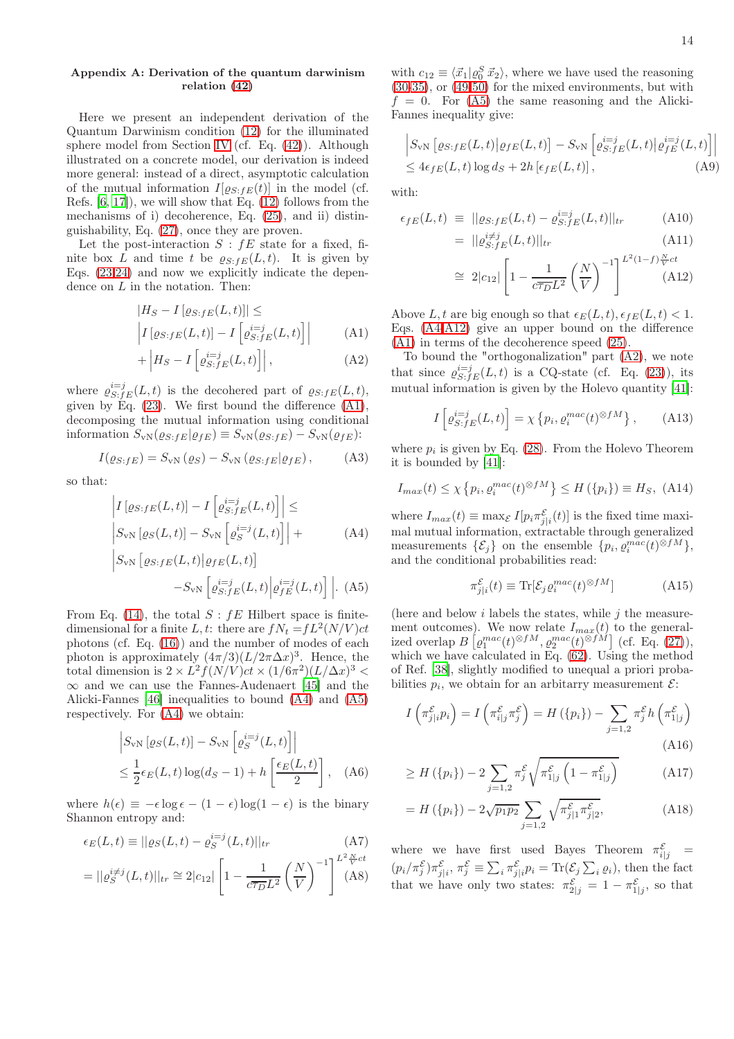## Appendix A: Derivation of the quantum darwinism relation (42)

Here we present an independent derivation of the Quantum Darwinism condition (12) for the illuminated sphere model from Section IV (cf. Eq. (42)). Although illustrated on a concrete model, our derivation is indeed more general: instead of a direct, asymptotic calculation of the mutual information $I[\varrho_{S:fE}(t)]$ in the model (cf. Refs. [6, 17]), we will show that Eq. (12) follows from the mechanisms of i) decoherence, Eq. (25), and ii) distinguishability, Eq. (27), once they are proven.

Let the post-interaction $S:fE$ state for a fixed, finite box $L$ and time $t$ be $\varrho_{S:fE}(L,t)$. It is given by Eqs. (23,24) and now we explicitly indicate the dependence on $L$ in the notation. Then:

$$
\begin{aligned}
&|H_S - I\left[\varrho_{S:fE}(L,t)\right]| \leq \\
&\left| I\left[\varrho_{S:fE}(L,t)\right] - I\left[\varrho^{i=j}_{S:fE}(L,t)\right]\right| \quad \text{(A1)}\\
&+\left| H_S - I\left[\varrho^{i=j}_{S:fE}(L,t)\right]\right|, \quad \text{(A2)}
\end{aligned}
$$

where $\varrho^{i=j}_{S:fE}(L,t)$ is the decohered part of $\varrho_{S:fE}(L,t)$, given by Eq. (23). We first bound the difference (A1), decomposing the mutual information using conditional information $S_{\rm vN}(\varrho_{S:fE}|\varrho_{fE}) \equiv S_{\rm vN}(\varrho_{S:fE}) - S_{\rm vN}(\varrho_{fE})$:

$$
I(\varrho_{S:fE}) = S_{\rm vN}(\varrho_S) - S_{\rm vN}(\varrho_{S:fE}|\varrho_{fE}), \quad \text{(A3)}
$$

so that:

$$
\begin{aligned}
&\left| I\left[\varrho_{S:fE}(L,t)\right] - I\left[\varrho^{i=j}_{S:fE}(L,t)\right]\right| \leq \\
&\left| S_{\rm vN}\left[\varrho_S(L,t)\right] - S_{\rm vN}\left[\varrho^{i=j}_S(L,t)\right]\right| + \quad \text{(A4)}\\
&\Big| S_{\rm vN}\left[\varrho_{S:fE}(L,t)\middle|\varrho_{fE}(L,t)\right] \\
&\quad - S_{\rm vN}\left[\varrho^{i=j}_{S:fE}(L,t)\middle|\varrho^{i=j}_{fE}(L,t)\right]\Big|. \quad \text{(A5)}
\end{aligned}
$$

From Eq. (14), the total $S:fE$ Hilbert space is finite-dimensional for a finite $L,t$: there are $fN_t = fL^2(N/V)ct$ photons (cf. Eq. (16)) and the number of modes of each photon is approximately $(4\pi/3)(L/2\pi\Delta x)^3$. Hence, the total dimension is $2\times L^2 f(N/V)ct \times (1/6\pi^2)(L/\Delta x)^3 < \infty$ and we can use the Fannes-Audenaert [45] and the Alicki-Fannes [46] inequalities to bound (A4) and (A5) respectively. For (A4) we obtain:

$$
\begin{aligned}
&\left| S_{\rm vN}\left[\varrho_S(L,t)\right] - S_{\rm vN}\left[\varrho^{i=j}_S(L,t)\right]\right| \\
&\leq \frac{1}{2}\epsilon_E(L,t)\log(d_S-1) + h\left[\frac{\epsilon_E(L,t)}{2}\right], \quad \text{(A6)}
\end{aligned}
$$

where $h(\epsilon) \equiv -\epsilon\log\epsilon - (1-\epsilon)\log(1-\epsilon)$ is the binary Shannon entropy and:

$$
\begin{aligned}
&\epsilon_E(L,t) \equiv ||\varrho_S(L,t) - \varrho^{i=j}_S(L,t)||_{tr} \quad \text{(A7)}\\
&= ||\varrho^{i\neq j}_S(L,t)||_{tr} \cong 2|c_{12}|\left[1 - \frac{1}{c\overline{\tau_D}L^2}\left(\frac{N}{V}\right)^{-1}\right]^{L^2\frac{N}{V}ct} \quad \text{(A8)}
\end{aligned}
$$

with $c_{12} \equiv \langle \vec{x}_1|\varrho^S_0\,\vec{x}_2\rangle$, where we have used the reasoning (30-35), or (49,50) for the mixed environments, but with $f=0$. For (A5) the same reasoning and the Alicki-Fannes inequality give:

$$
\begin{aligned}
&\left| S_{\rm vN}\left[\varrho_{S:fE}(L,t)\middle|\varrho_{fE}(L,t)\right] - S_{\rm vN}\left[\varrho^{i=j}_{S:fE}(L,t)\middle|\varrho^{i=j}_{fE}(L,t)\right]\right| \\
&\leq 4\epsilon_{fE}(L,t)\log d_S + 2h\left[\epsilon_{fE}(L,t)\right], \quad \text{(A9)}
\end{aligned}
$$

with:

$$
\begin{aligned}
\epsilon_{fE}(L,t) &\equiv ||\varrho_{S:fE}(L,t) - \varrho^{i=j}_{S:fE}(L,t)||_{tr} \quad \text{(A10)}\\
&= ||\varrho^{i\neq j}_{S:fE}(L,t)||_{tr} \quad \text{(A11)}\\
&\cong 2|c_{12}|\left[1 - \frac{1}{c\overline{\tau_D}L^2}\left(\frac{N}{V}\right)^{-1}\right]^{L^2(1-f)\frac{N}{V}ct} \quad \text{(A12)}
\end{aligned}
$$

Above $L,t$ are big enough so that $\epsilon_E(L,t), \epsilon_{fE}(L,t) < 1$. Eqs. (A4-A12) give an upper bound on the difference (A1) in terms of the decoherence speed (25).

To bound the "orthogonalization" part (A2), we note that since $\varrho^{i=j}_{S:fE}(L,t)$ is a CQ-state (cf. Eq. (23)), its mutual information is given by the Holevo quantity [41]:

$$
I\left[\varrho^{i=j}_{S:fE}(L,t)\right] = \chi\left\{p_i, \varrho^{mac}_i(t)^{\otimes fM}\right\}, \quad \text{(A13)}
$$

where $p_i$ is given by Eq. (28). From the Holevo Theorem it is bounded by [41]:

$$
I_{max}(t) \leq \chi\left\{p_i, \varrho^{mac}_i(t)^{\otimes fM}\right\} \leq H(\{p_i\}) \equiv H_S, \quad \text{(A14)}
$$

where $I_{max}(t) \equiv \max_{\mathcal{E}} I[p_i\pi^{\mathcal{E}}_{j|i}(t)]$ is the fixed time maximal mutual information, extractable through generalized measurements $\{\mathcal{E}_j\}$ on the ensemble $\{p_i, \varrho^{mac}_i(t)^{\otimes fM}\}$, and the conditional probabilities read:

$$
\pi^{\mathcal{E}}_{j|i}(t) \equiv {\rm Tr}[\mathcal{E}_j\varrho^{mac}_i(t)^{\otimes fM}] \quad \text{(A15)}
$$

(here and below $i$ labels the states, while $j$ the measurement outcomes). We now relate $I_{max}(t)$ to the generalized overlap $B\left[\varrho^{mac}_1(t)^{\otimes fM}, \varrho^{mac}_2(t)^{\otimes fM}\right]$ (cf. Eq. (27)), which we have calculated in Eq. (62). Using the method of Ref. [38], slightly modified to unequal a priori probabilities $p_i$, we obtain for an arbitarry measurement $\mathcal{E}$:

$$
\begin{aligned}
I\left(\pi^{\mathcal{E}}_{j|i}p_i\right) &= I\left(\pi^{\mathcal{E}}_{i|j}\pi^{\mathcal{E}}_j\right) = H(\{p_i\}) - \sum_{j=1,2}\pi^{\mathcal{E}}_j h\left(\pi^{\mathcal{E}}_{1|j}\right) \quad \text{(A16)}\\
&\geq H(\{p_i\}) - 2\sum_{j=1,2}\pi^{\mathcal{E}}_j\sqrt{\pi^{\mathcal{E}}_{1|j}\left(1-\pi^{\mathcal{E}}_{1|j}\right)} \quad \text{(A17)}\\
&= H(\{p_i\}) - 2\sqrt{p_1p_2}\sum_{j=1,2}\sqrt{\pi^{\mathcal{E}}_{j|1}\pi^{\mathcal{E}}_{j|2}}, \quad \text{(A18)}
\end{aligned}
$$

where we have first used Bayes Theorem $\pi^{\mathcal{E}}_{i|j} = (p_i/\pi^{\mathcal{E}}_j)\pi^{\mathcal{E}}_{j|i}$, $\pi^{\mathcal{E}}_j \equiv \sum_i \pi^{\mathcal{E}}_{j|i}p_i = {\rm Tr}(\mathcal{E}_j\sum_i\varrho_i)$, then the fact that we have only two states: $\pi^{\mathcal{E}}_{2|j} = 1 - \pi^{\mathcal{E}}_{1|j}$, so that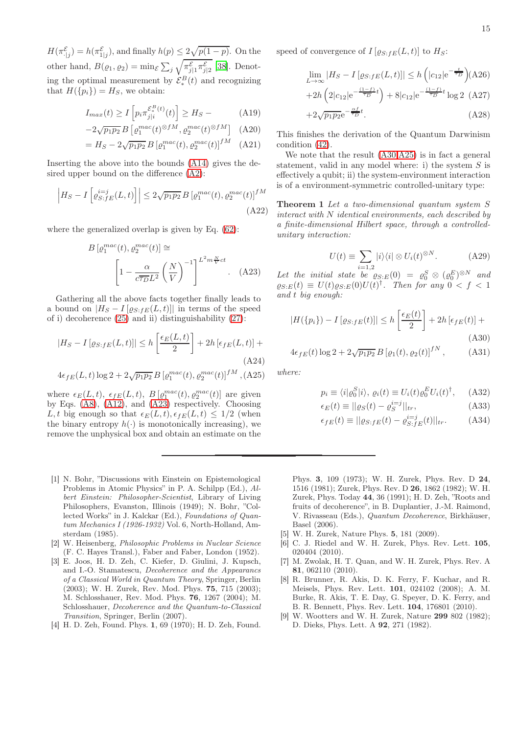$H(\pi^{\mathcal{E}}_{\cdot|j}) = h(\pi^{\mathcal{E}}_{1|j})$, and finally $h(p) \le 2\sqrt{p(1-p)}$. On the other hand, $B(\varrho_1, \varrho_2) = \min_{\mathcal{E}} \sum_j \sqrt{\pi^{\mathcal{E}}_{j|1}\pi^{\mathcal{E}}_{j|2}}$ [38]. Denoting the optimal measurement by $\mathcal{E}^B_*(t)$ and recognizing that $H(\{p_i\}) = H_S$, we obtain:

$$I_{max}(t) \ge I\left[p_i \pi^{\mathcal{E}^B_*(t)}_{j|i}(t)\right] \ge H_S - \tag{A19}$$

$$-2\sqrt{p_1 p_2}\, B\left[\varrho^{mac}_1(t)^{\otimes fM}, \varrho^{mac}_2(t)^{\otimes fM}\right] \tag{A20}$$

$$= H_S - 2\sqrt{p_1 p_2}\, B\left[\varrho^{mac}_1(t), \varrho^{mac}_2(t)\right]^{fM} \tag{A21}$$

Inserting the above into the bounds (A14) gives the desired upper bound on the difference (A2):

$$\left| H_S - I\left[\varrho^{i=j}_{S:fE}(L,t)\right]\right| \le 2\sqrt{p_1 p_2}\, B\left[\varrho^{mac}_1(t), \varrho^{mac}_2(t)\right]^{fM} \tag{A22}$$

where the generalized overlap is given by Eq. (62):

$$B\left[\varrho^{mac}_1(t), \varrho^{mac}_2(t)\right] \cong \left[1 - \frac{\alpha}{c\tau_D L^2}\left(\frac{N}{V}\right)^{-1}\right]^{L^2 m \frac{N}{V} ct}. \tag{A23}$$

Gathering all the above facts together finally leads to a bound on $|H_S - I\left[\varrho_{S:fE}(L,t)\right]|$ in terms of the speed of i) decoherence (25) and ii) distinguishability (27):

$$|H_S - I\left[\varrho_{S:fE}(L,t)\right]| \le h\left[\frac{\epsilon_E(L,t)}{2}\right] + 2h\left[\epsilon_{fE}(L,t)\right] + \tag{A24}$$

$$4\epsilon_{fE}(L,t)\log 2 + 2\sqrt{p_1 p_2}\, B\left[\varrho^{mac}_1(t), \varrho^{mac}_2(t)\right]^{fM}, \tag{A25}$$

where $\epsilon_E(L,t)$, $\epsilon_{fE}(L,t)$, $B\left[\varrho^{mac}_1(t), \varrho^{mac}_2(t)\right]$ are given by Eqs. (A8), (A12), and (A23) respectively. Choosing $L, t$ big enough so that $\epsilon_E(L,t), \epsilon_{fE}(L,t) \le 1/2$ (when the binary entropy $h(\cdot)$ is monotonically increasing), we remove the unphysical box and obtain an estimate on the speed of convergence of $I\left[\varrho_{S:fE}(L,t)\right]$ to $H_S$:

$$\lim_{L\to\infty} |H_S - I\left[\varrho_{S:fE}(L,t)\right]| \le h\left(|c_{12}| e^{-\frac{t}{\tau_D}}\right) \tag{A26}$$

$$+2h\left(2|c_{12}| e^{-\frac{(1-f)}{\tau_D}t}\right) + 8|c_{12}| e^{-\frac{(1-f)}{\tau_D}t}\log 2 \tag{A27}$$

$$+2\sqrt{p_1 p_2}\, e^{-\frac{\alpha f}{\tau_D}t}. \tag{A28}$$

This finishes the derivation of the Quantum Darwinism condition (42).

We note that the result (A30,A25) is in fact a general statement, valid in any model where: i) the system $S$ is effectively a qubit; ii) the system-environment interaction is of a environment-symmetric controlled-unitary type:

**Theorem 1** *Let a two-dimensional quantum system $S$ interact with $N$ identical environments, each described by a finite-dimensional Hilbert space, through a controlled-unitary interaction:*

$$U(t) \equiv \sum_{i=1,2} |i\rangle\langle i| \otimes U_i(t)^{\otimes N}. \tag{A29}$$

*Let the initial state be $\varrho_{S:E}(0) = \varrho^S_0 \otimes (\varrho^E_0)^{\otimes N}$ and $\varrho_{S:E}(t) \equiv U(t)\varrho_{S:E}(0)U(t)^\dagger$. Then for any $0 < f < 1$ and $t$ big enough:*

$$|H(\{p_i\}) - I\left[\varrho_{S:fE}(t)\right]| \le h\left[\frac{\epsilon_E(t)}{2}\right] + 2h\left[\epsilon_{fE}(t)\right] + \tag{A30}$$

$$4\epsilon_{fE}(t)\log 2 + 2\sqrt{p_1 p_2}\, B\left[\varrho_1(t), \varrho_2(t)\right]^{fN}, \tag{A31}$$

*where:*

$$p_i \equiv \langle i|\varrho^S_0|i\rangle,\ \varrho_i(t) \equiv U_i(t)\varrho^E_0 U_i(t)^\dagger, \tag{A32}$$

$$\epsilon_E(t) \equiv ||\varrho_S(t) - \varrho^{i=j}_S||_{tr}, \tag{A33}$$

$$\epsilon_{fE}(t) \equiv ||\varrho_{S:fE}(t) - \varrho^{i=j}_{S:fE}(t)||_{tr}. \tag{A34}$$

---

[1] N. Bohr, "Discussions with Einstein on Epistemological Problems in Atomic Physics" in P. A. Schilpp (Ed.), *Albert Einstein: Philosopher-Scientist*, Library of Living Philosophers, Evanston, Illinois (1949); N. Bohr, "Collected Works" in J. Kalckar (Ed.), *Foundations of Quantum Mechanics I (1926-1932)* Vol. 6, North-Holland, Amsterdam (1985).

[2] W. Heisenberg, *Philosophic Problems in Nuclear Science* (F. C. Hayes Transl.), Faber and Faber, London (1952).

[3] E. Joos, H. D. Zeh, C. Kiefer, D. Giulini, J. Kupsch, and I.-O. Stamatescu, *Decoherence and the Appearancs of a Classical World in Quantum Theory*, Springer, Berlin (2003); W. H. Zurek, Rev. Mod. Phys. **75**, 715 (2003); M. Schlosshauer, Rev. Mod. Phys. **76**, 1267 (2004); M. Schlosshauer, *Decoherence and the Quantum-to-Classical Transition*, Springer, Berlin (2007).

[4] H. D. Zeh, Found. Phys. **1**, 69 (1970); H. D. Zeh, Found. Phys. **3**, 109 (1973); W. H. Zurek, Phys. Rev. D **24**, 1516 (1981); Zurek, Phys. Rev. D **26**, 1862 (1982); W. H. Zurek, Phys. Today **44**, 36 (1991); H. D. Zeh, "Roots and fruits of decoherence", in B. Duplantier, J.-M. Raimond, V. Rivasseau (Eds.), *Quantum Decoherence*, Birkhäuser, Basel (2006).

[5] W. H. Zurek, Nature Phys. **5**, 181 (2009).

[6] C. J. Riedel and W. H. Zurek, Phys. Rev. Lett. **105**, 020404 (2010).

[7] M. Zwolak, H. T. Quan, and W. H. Zurek, Phys. Rev. A **81**, 062110 (2010).

[8] R. Brunner, R. Akis, D. K. Ferry, F. Kuchar, and R. Meisels, Phys. Rev. Lett. **101**, 024102 (2008); A. M. Burke, R. Akis, T. E. Day, G. Speyer, D. K. Ferry, and B. R. Bennett, Phys. Rev. Lett. **104**, 176801 (2010).

[9] W. Wootters and W. H. Zurek, Nature **299** 802 (1982); D. Dieks, Phys. Lett. A **92**, 271 (1982).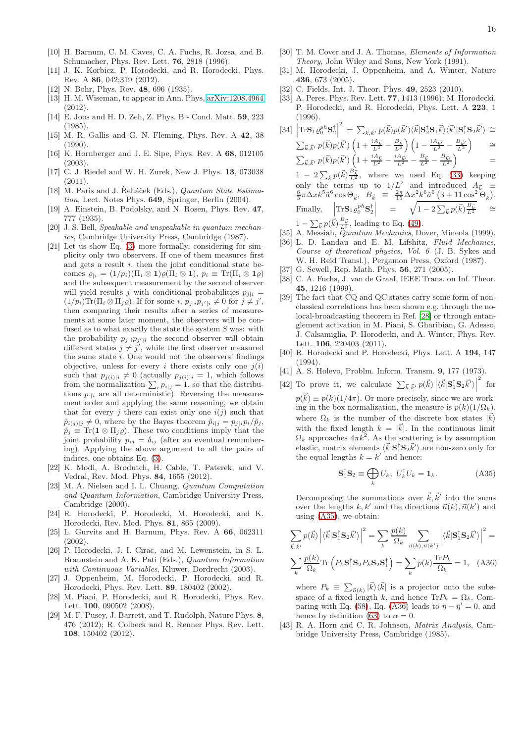[10] H. Barnum, C. M. Caves, C. A. Fuchs, R. Jozsa, and B. Schumacher, Phys. Rev. Lett. **76**, 2818 (1996).

[11] J. K. Korbicz, P. Horodecki, and R. Horodecki, Phys. Rev. A **86**, 042;319 (2012).

[12] N. Bohr, Phys. Rev. **48**, 696 (1935).

[13] H. M. Wiseman, to appear in Ann. Phys, arXiv:1208.4964 (2012).

[14] E. Joos and H. D. Zeh, Z. Phys. B - Cond. Matt. **59**, 223 (1985).

[15] M. R. Gallis and G. N. Fleming, Phys. Rev. A **42**, 38 (1990).

[16] K. Hornberger and J. E. Sipe, Phys. Rev. A **68**, 012105 (2003).

[17] C. J. Riedel and W. H. Zurek, New J. Phys. **13**, 073038 (2011).

[18] M. Paris and J. Řeháček (Eds.), *Quantum State Estimation*, Lect. Notes Phys. **649**, Springer, Berlin (2004).

[19] A. Einstein, B. Podolsky, and N. Rosen, Phys. Rev. **47**, 777 (1935).

[20] J. S. Bell, *Speakable and unspeakable in quantum mechanics*, Cambridge University Press, Cambridge (1987).

[21] Let us show Eq. (3) more formally, considering for simplicity only two observers. If one of them measures first and gets a result $i$, then the joint conditional state becomes $\varrho_{|i} = (1/p_i)(\Pi_i \otimes \mathbf{1})\varrho(\Pi_i \otimes \mathbf{1})$, $p_i \equiv \mathrm{Tr}(\Pi_i \otimes \mathbf{1}\varrho)$ and the subsequent measurement by the second observer will yield results $j$ with conditional probabilities $p_{j|i} = (1/p_i)\mathrm{Tr}(\Pi_i \otimes \Pi_j \varrho)$. If for some $i$, $p_{j|i}p_{j'|i} \neq 0$ for $j \neq j'$, then comparing their results after a series of measurements at some later moment, the observers will be confused as to what exactly the state the system $S$ was: with the probability $p_{j|i}p_{j'|i}$ the second observer will obtain different states $j \neq j'$, while the first observer measured the same state $i$. One would not the observers' findings objective, unless for every $i$ there exists only one $j(i)$ such that $p_{j(i)|i} \neq 0$ (actually $p_{j(i)|i} = 1$, which follows from the normalization $\sum_i p_{i|j} = 1$, so that the distributions $p_{\cdot|i}$ are all deterministic). Reversing the measurement order and applying the same reasoning, we obtain that for every $j$ there can exist only one $i(j)$ such that $\tilde{p}_{i(j)|j} \neq 0$, where by the Bayes theorem $\tilde{p}_{i|j} = p_{j|i}p_i/\tilde{p}_j$, $\tilde{p}_j \equiv \mathrm{Tr}(\mathbf{1} \otimes \Pi_j \varrho)$. These two conditions imply that the joint probability $p_{ij} = \delta_{ij}$ (after an eventual renumbering). Applying the above argument to all the pairs of indices, one obtains Eq. (3).

[22] K. Modi, A. Brodutch, H. Cable, T. Paterek, and V. Vedral, Rev. Mod. Phys. **84**, 1655 (2012).

[23] M. A. Nielsen and I. L. Chuang, *Quantum Computation and Quantum Information*, Cambridge University Press, Cambridge (2000).

[24] R. Horodecki, P. Horodecki, M. Horodecki, and K. Horodecki, Rev. Mod. Phys. **81**, 865 (2009).

[25] L. Gurvits and H. Barnum, Phys. Rev. A **66**, 062311 (2002).

[26] P. Horodecki, J. I. Cirac, and M. Lewenstein, in S. L. Braunstein and A. K. Pati (Eds.), *Quantum Information with Continuous Variables*, Kluwer, Dordrecht (2003).

[27] J. Oppenheim, M. Horodecki, P. Horodecki, and R. Horodecki, Phys. Rev. Lett. **89**, 180402 (2002).

[28] M. Piani, P. Horodecki, and R. Horodecki, Phys. Rev. Lett. **100**, 090502 (2008).

[29] M. F. Pusey, J. Barrett, and T. Rudolph, Nature Phys. **8**, 476 (2012); R. Colbeck and R. Renner Phys. Rev. Lett. **108**, 150402 (2012).

[30] T. M. Cover and J. A. Thomas, *Elements of Information Theory*, John Wiley and Sons, New York (1991).

[31] M. Horodecki, J. Oppenheim, and A. Winter, Nature **436**, 673 (2005).

[32] C. Fields, Int. J. Theor. Phys. **49**, 2523 (2010).

[33] A. Peres, Phys. Rev. Lett. **77**, 1413 (1996); M. Horodecki, P. Horodecki, and R. Horodecki, Phys. Lett. A **223**, 1 (1996).

[34] $\left|\mathrm{Tr}\mathbf{S}_1\varrho_0^{ph}\mathbf{S}_2^\dagger\right|^2 = \sum_{\vec{k},\vec{k}'} p(\vec{k})p(\vec{k}')\langle\vec{k}|\mathbf{S}_2^\dagger\mathbf{S}_1\vec{k}\rangle\langle\vec{k}'|\mathbf{S}_1^\dagger\mathbf{S}_2\vec{k}'\rangle \cong \sum_{\vec{k},\vec{k}'} p(\vec{k})p(\vec{k}')\left(1+\frac{iA_{\vec{k}}}{L^2}-\frac{B_{\vec{k}}}{L^2}\right)\left(1-\frac{iA_{\vec{k}'}}{L^2}-\frac{B_{\vec{k}'}}{L^2}\right) \cong \sum_{\vec{k},\vec{k}'} p(\vec{k})p(\vec{k}')\left(1+\frac{iA_{\vec{k}}}{L^2}-\frac{iA_{\vec{k}'}}{L^2}-\frac{B_{\vec{k}}}{L^2}-\frac{B_{\vec{k}'}}{L^2}\right) = 1-2\sum_{\vec{k}} p(\vec{k})\frac{B_{\vec{k}}}{L^2}$, where we used Eq. (33) keeping only the terms up to $1/L^2$ and introduced $A_{\vec{k}} \equiv \frac{8}{3}\pi\Delta x k^5 \tilde{a}^6 \cos\Theta_{\vec{k}}$, $B_{\vec{k}} \equiv \frac{2\pi}{15}\Delta x^2 k^6 \tilde{a}^6\left(3+11\cos^2\Theta_{\vec{k}}\right)$. Finally, $\left|\mathrm{Tr}\mathbf{S}_1\varrho_0^{ph}\mathbf{S}_2^\dagger\right| = \sqrt{1-2\sum_{\vec{k}} p(\vec{k})\frac{B_{\vec{k}}}{L^2}} \cong 1-\sum_{\vec{k}} p(\vec{k})\frac{B_{\vec{k}}}{L^2}$, leading to Eq. (49).

[35] A. Messiah, *Quantum Mechanics*, Dover, Mineola (1999).

[36] L. D. Landau and E. M. Lifshitz, *Fluid Mechanics, Course of theoretical physics, Vol. 6* (J. B. Sykes and W. H. Reid Transl.), Pergamon Press, Oxford (1987).

[37] G. Sewell, Rep. Math. Phys. **56**, 271 (2005).

[38] C. A. Fuchs, J. van de Graaf, IEEE Trans. on Inf. Theor. **45**, 1216 (1999).

[39] The fact that CQ and QC states carry some form of non-classical correlations has been shown e.g. through the no-local-broadcasting theorem in Ref. [28] or through entanglement activation in M. Piani, S. Gharibian, G. Adesso, J. Calsamiglia, P. Horodecki, and A. Winter, Phys. Rev. Lett. **106**, 220403 (2011).

[40] R. Horodecki and P. Horodecki, Phys. Lett. A **194**, 147 (1994).

[41] A. S. Holevo, Problm. Inform. Transm. **9**, 177 (1973).

[42] To prove it, we calculate $\sum_{\vec{k},\vec{k}'} p(\vec{k})\left|\langle\vec{k}|\mathbf{S}_1^\dagger\mathbf{S}_2\vec{k}'\rangle\right|^2$ for $p(\vec{k}) \equiv p(k)(1/4\pi)$. Or more precisely, since we are working in the box normalization, the measure is $p(k)(1/\Omega_k)$, where $\Omega_k$ is the number of the discrete box states $|\vec{k}\rangle$ with the fixed length $k = |\vec{k}|$. In the continuous limit $\Omega_k$ approaches $4\pi k^2$. As the scattering is by assumption elastic, matrix elements $\langle\vec{k}|\mathbf{S}_1^\dagger\mathbf{S}_2\vec{k}'\rangle$ are non-zero only for the equal lengths $k = k'$ and hence:

$$\mathbf{S}_1^\dagger\mathbf{S}_2 \equiv \bigoplus_k U_k,\ U_k^\dagger U_k = \mathbf{1}_k. \tag{A35}$$

Decomposing the summations over $\vec{k},\vec{k}'$ into the sums over the lengths $k,k'$ and the directions $\vec{n}(k),\vec{n}(k')$ and using (A35), we obtain:

$$\sum_{\vec{k},\vec{k}'} p(\vec{k})\left|\langle\vec{k}|\mathbf{S}_1^\dagger\mathbf{S}_2\vec{k}'\rangle\right|^2 = \sum_k \frac{p(k)}{\Omega_k}\sum_{\vec{n}(k),\vec{n}(k')}\left|\langle\vec{k}|\mathbf{S}_1^\dagger\mathbf{S}_2\vec{k}'\rangle\right|^2 =$$
$$\sum_k \frac{p(k)}{\Omega_k}\mathrm{Tr}\left(P_k\mathbf{S}_1^\dagger\mathbf{S}_2 P_k \mathbf{S}_2\mathbf{S}_1^\dagger\right) = \sum_k p(k)\frac{\mathrm{Tr}P_k}{\Omega_k} = 1, \tag{A36}$$

where $P_k \equiv \sum_{\vec{n}(k)}|\vec{k}\rangle\langle\vec{k}|$ is a projector onto the subspace of a fixed length $k$, and hence $\mathrm{Tr}P_k = \Omega_k$. Comparing with Eq. (58), Eq. (A36) leads to $\bar{\eta} - \bar{\eta}' = 0$, and hence by definition (63) to $\alpha = 0$.

[43] R. A. Horn and C. R. Johnson, *Matrix Analysis*, Cambridge University Press, Cambridge (1985).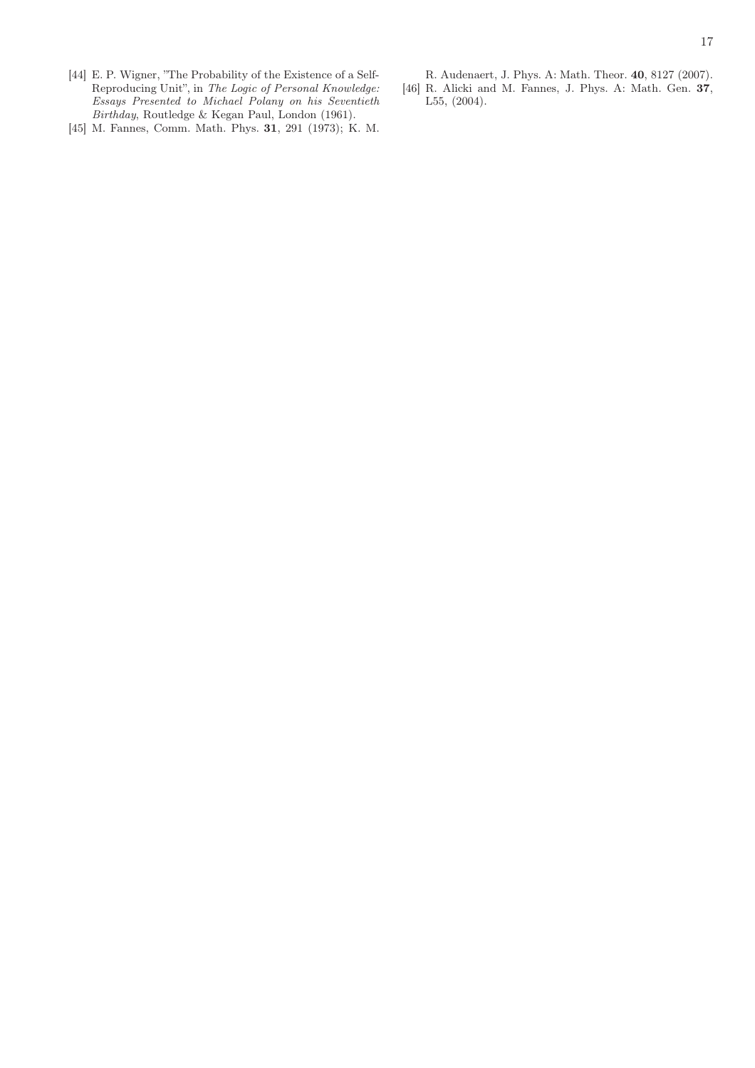[44] E. P. Wigner, "The Probability of the Existence of a Self-Reproducing Unit", in *The Logic of Personal Knowledge: Essays Presented to Michael Polany on his Seventieth Birthday*, Routledge & Kegan Paul, London (1961).

[45] M. Fannes, Comm. Math. Phys. **31**, 291 (1973); K. M. R. Audenaert, J. Phys. A: Math. Theor. **40**, 8127 (2007).

[46] R. Alicki and M. Fannes, J. Phys. A: Math. Gen. **37**, L55, (2004).